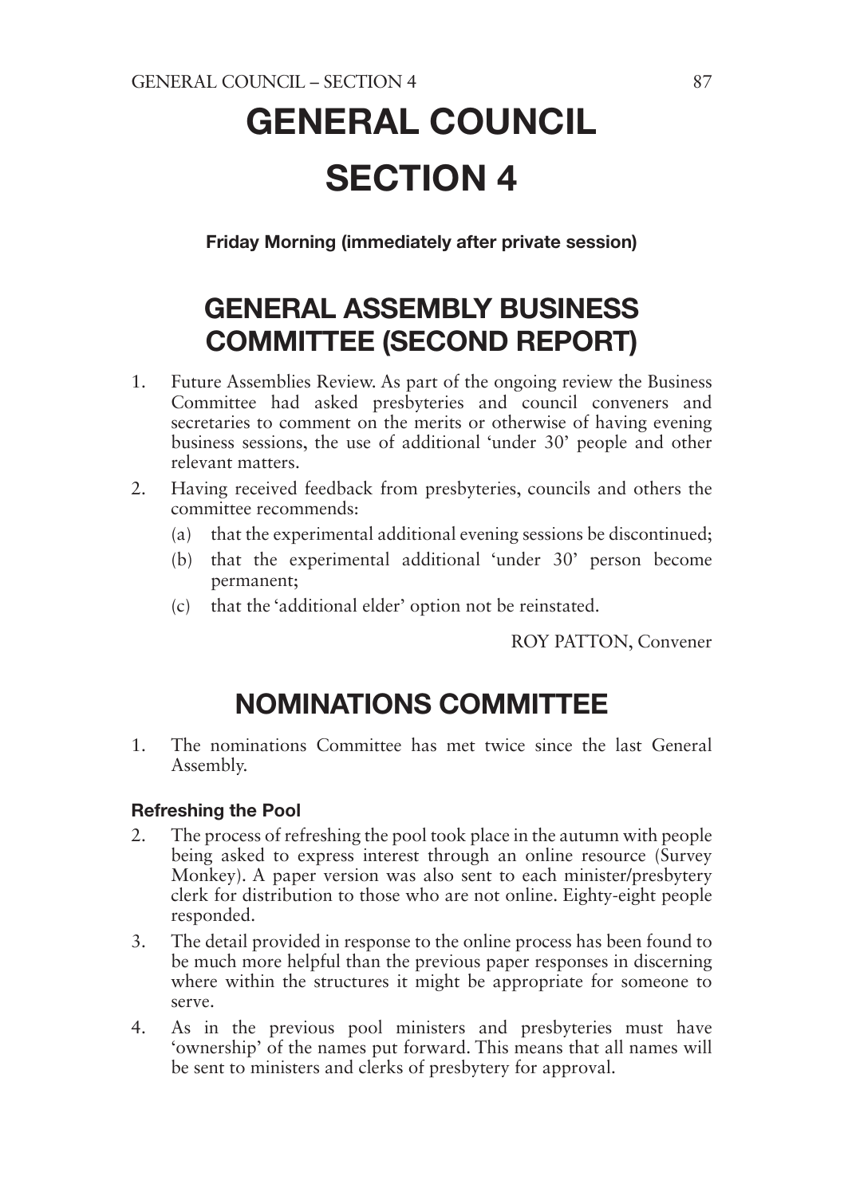# GENERAL COUNCIL

# SECTION 4

**Friday Morning (immediately after private session)**

## GENERAL ASSEMBLY BUSINESS COMMITTEE (SECOND REPORT)

1. Future Assemblies Review. As part of the ongoing review the Business Committee had asked presbyteries and council conveners and secretaries to comment on the merits or otherwise of having evening business sessions, the use of additional 'under 30' people and other relevant matters.
2. Having received feedback from presbyteries, councils and others the committee recommends:
   (a) that the experimental additional evening sessions be discontinued;
   (b) that the experimental additional 'under 30' person become permanent;
   (c) that the 'additional elder' option not be reinstated.

ROY PATTON, Convener

## NOMINATIONS COMMITTEE

1. The nominations Committee has met twice since the last General Assembly.

### Refreshing the Pool

2. The process of refreshing the pool took place in the autumn with people being asked to express interest through an online resource (Survey Monkey). A paper version was also sent to each minister/presbytery clerk for distribution to those who are not online. Eighty-eight people responded.
3. The detail provided in response to the online process has been found to be much more helpful than the previous paper responses in discerning where within the structures it might be appropriate for someone to serve.
4. As in the previous pool ministers and presbyteries must have 'ownership' of the names put forward. This means that all names will be sent to ministers and clerks of presbytery for approval.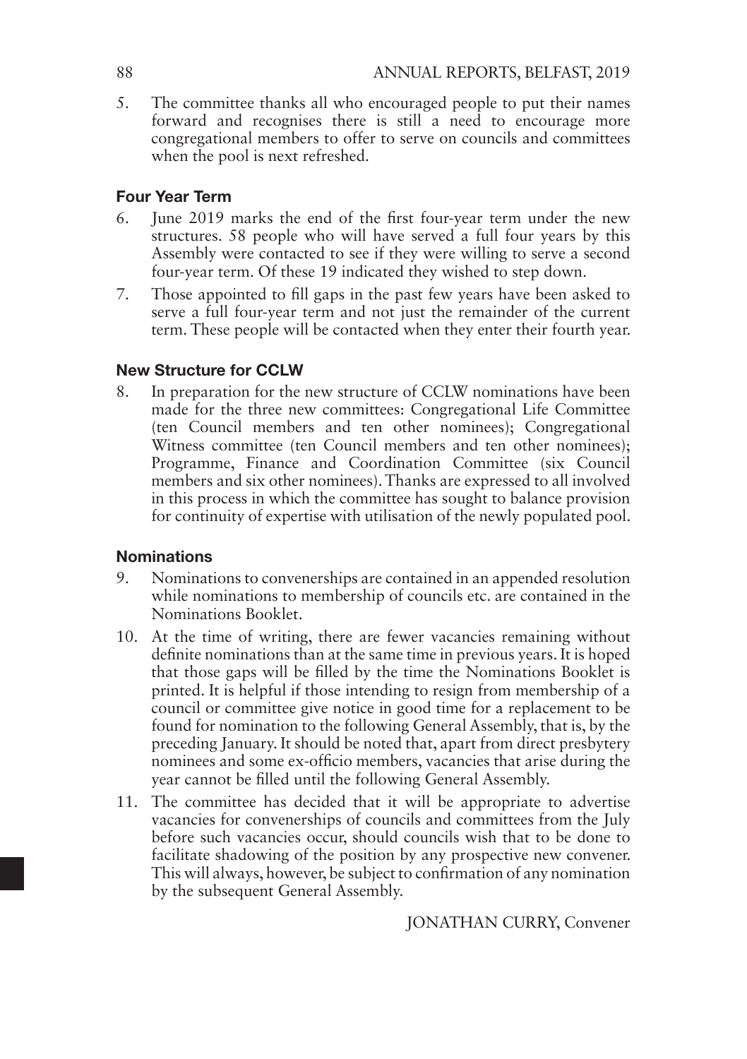5. The committee thanks all who encouraged people to put their names forward and recognises there is still a need to encourage more congregational members to offer to serve on councils and committees when the pool is next refreshed.

### Four Year Term

6. June 2019 marks the end of the first four-year term under the new structures. 58 people who will have served a full four years by this Assembly were contacted to see if they were willing to serve a second four-year term. Of these 19 indicated they wished to step down.
7. Those appointed to fill gaps in the past few years have been asked to serve a full four-year term and not just the remainder of the current term. These people will be contacted when they enter their fourth year.

### New Structure for CCLW

8. In preparation for the new structure of CCLW nominations have been made for the three new committees: Congregational Life Committee (ten Council members and ten other nominees); Congregational Witness committee (ten Council members and ten other nominees); Programme, Finance and Coordination Committee (six Council members and six other nominees). Thanks are expressed to all involved in this process in which the committee has sought to balance provision for continuity of expertise with utilisation of the newly populated pool.

### Nominations

9. Nominations to convenerships are contained in an appended resolution while nominations to membership of councils etc. are contained in the Nominations Booklet.
10. At the time of writing, there are fewer vacancies remaining without definite nominations than at the same time in previous years. It is hoped that those gaps will be filled by the time the Nominations Booklet is printed. It is helpful if those intending to resign from membership of a council or committee give notice in good time for a replacement to be found for nomination to the following General Assembly, that is, by the preceding January. It should be noted that, apart from direct presbytery nominees and some ex-officio members, vacancies that arise during the year cannot be filled until the following General Assembly.
11. The committee has decided that it will be appropriate to advertise vacancies for convenerships of councils and committees from the July before such vacancies occur, should councils wish that to be done to facilitate shadowing of the position by any prospective new convener. This will always, however, be subject to confirmation of any nomination by the subsequent General Assembly.

JONATHAN CURRY, Convener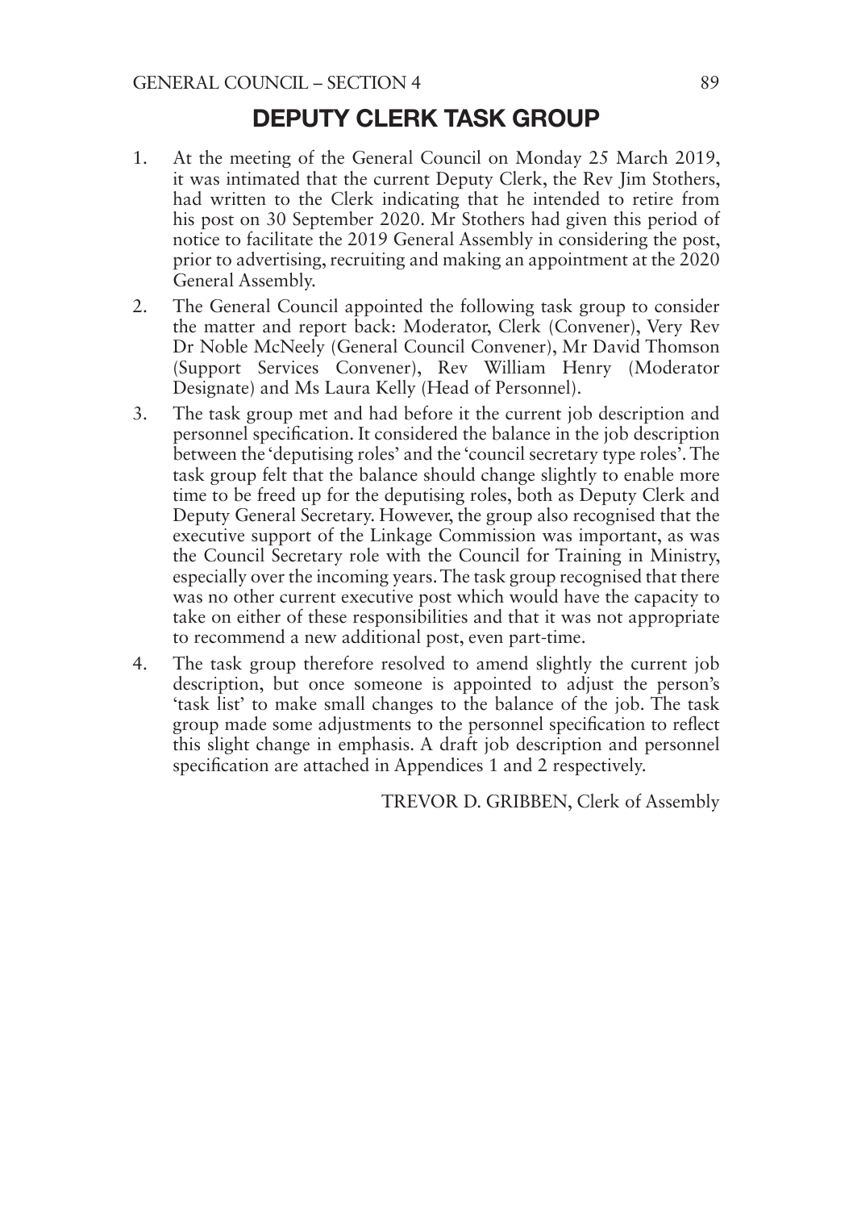# DEPUTY CLERK TASK GROUP

1. At the meeting of the General Council on Monday 25 March 2019, it was intimated that the current Deputy Clerk, the Rev Jim Stothers, had written to the Clerk indicating that he intended to retire from his post on 30 September 2020. Mr Stothers had given this period of notice to facilitate the 2019 General Assembly in considering the post, prior to advertising, recruiting and making an appointment at the 2020 General Assembly.
2. The General Council appointed the following task group to consider the matter and report back: Moderator, Clerk (Convener), Very Rev Dr Noble McNeely (General Council Convener), Mr David Thomson (Support Services Convener), Rev William Henry (Moderator Designate) and Ms Laura Kelly (Head of Personnel).
3. The task group met and had before it the current job description and personnel specification. It considered the balance in the job description between the 'deputising roles' and the 'council secretary type roles'. The task group felt that the balance should change slightly to enable more time to be freed up for the deputising roles, both as Deputy Clerk and Deputy General Secretary. However, the group also recognised that the executive support of the Linkage Commission was important, as was the Council Secretary role with the Council for Training in Ministry, especially over the incoming years. The task group recognised that there was no other current executive post which would have the capacity to take on either of these responsibilities and that it was not appropriate to recommend a new additional post, even part-time.
4. The task group therefore resolved to amend slightly the current job description, but once someone is appointed to adjust the person's 'task list' to make small changes to the balance of the job. The task group made some adjustments to the personnel specification to reflect this slight change in emphasis. A draft job description and personnel specification are attached in Appendices 1 and 2 respectively.

TREVOR D. GRIBBEN, Clerk of Assembly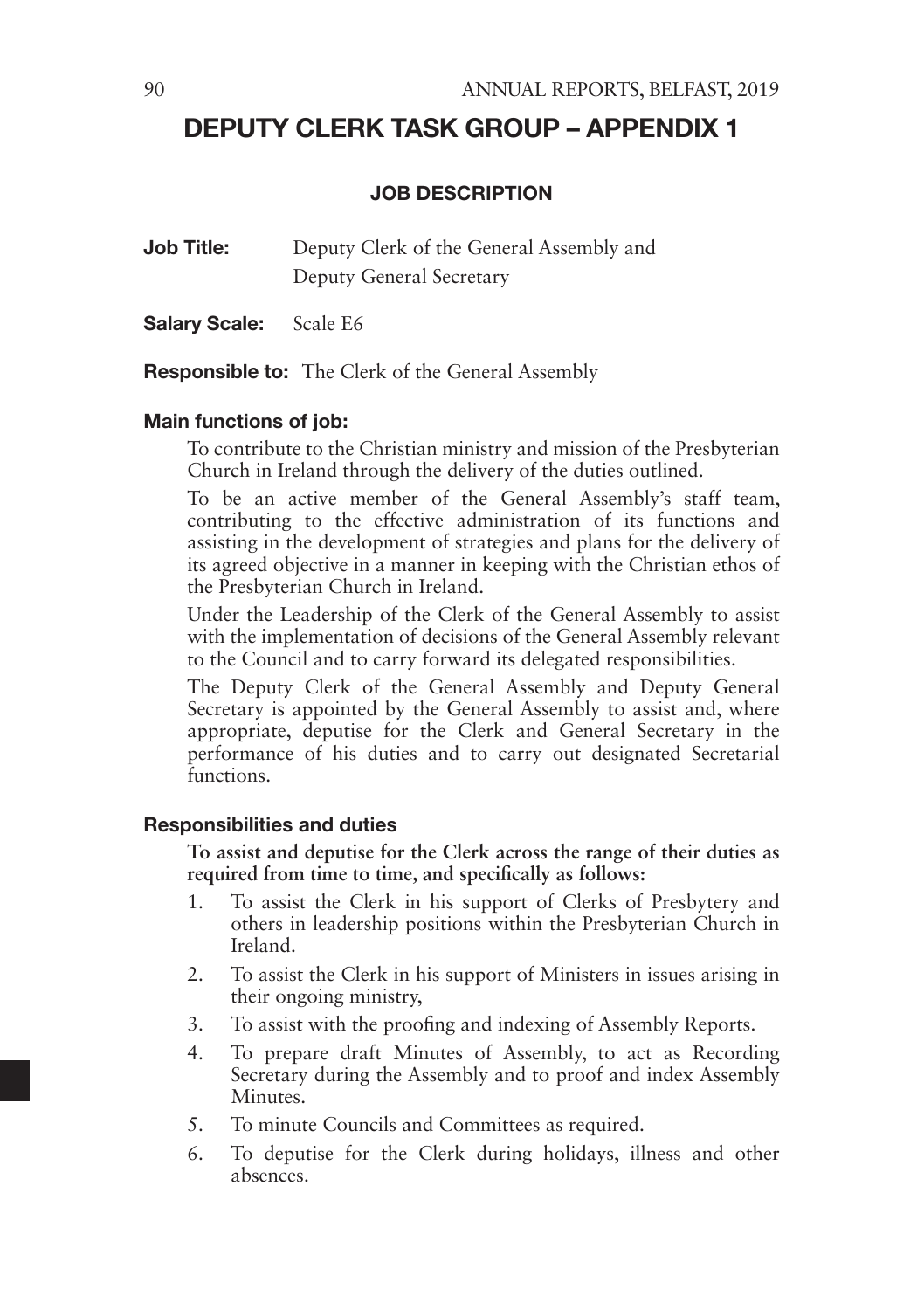## DEPUTY CLERK TASK GROUP – APPENDIX 1

### JOB DESCRIPTION

**Job Title:** Deputy Clerk of the General Assembly and Deputy General Secretary

**Salary Scale:** Scale E6

**Responsible to:** The Clerk of the General Assembly

#### Main functions of job:

To contribute to the Christian ministry and mission of the Presbyterian Church in Ireland through the delivery of the duties outlined.

To be an active member of the General Assembly's staff team, contributing to the effective administration of its functions and assisting in the development of strategies and plans for the delivery of its agreed objective in a manner in keeping with the Christian ethos of the Presbyterian Church in Ireland.

Under the Leadership of the Clerk of the General Assembly to assist with the implementation of decisions of the General Assembly relevant to the Council and to carry forward its delegated responsibilities.

The Deputy Clerk of the General Assembly and Deputy General Secretary is appointed by the General Assembly to assist and, where appropriate, deputise for the Clerk and General Secretary in the performance of his duties and to carry out designated Secretarial functions.

#### Responsibilities and duties

**To assist and deputise for the Clerk across the range of their duties as required from time to time, and specifically as follows:**

1. To assist the Clerk in his support of Clerks of Presbytery and others in leadership positions within the Presbyterian Church in Ireland.
2. To assist the Clerk in his support of Ministers in issues arising in their ongoing ministry,
3. To assist with the proofing and indexing of Assembly Reports.
4. To prepare draft Minutes of Assembly, to act as Recording Secretary during the Assembly and to proof and index Assembly Minutes.
5. To minute Councils and Committees as required.
6. To deputise for the Clerk during holidays, illness and other absences.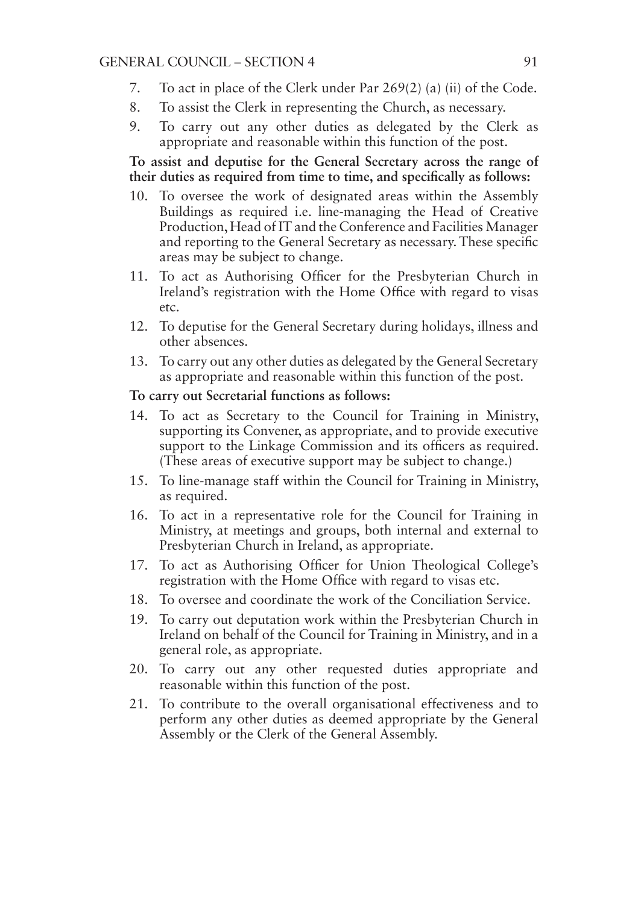7. To act in place of the Clerk under Par 269(2) (a) (ii) of the Code.
8. To assist the Clerk in representing the Church, as necessary.
9. To carry out any other duties as delegated by the Clerk as appropriate and reasonable within this function of the post.

**To assist and deputise for the General Secretary across the range of their duties as required from time to time, and specifically as follows:**

10. To oversee the work of designated areas within the Assembly Buildings as required i.e. line-managing the Head of Creative Production, Head of IT and the Conference and Facilities Manager and reporting to the General Secretary as necessary. These specific areas may be subject to change.
11. To act as Authorising Officer for the Presbyterian Church in Ireland's registration with the Home Office with regard to visas etc.
12. To deputise for the General Secretary during holidays, illness and other absences.
13. To carry out any other duties as delegated by the General Secretary as appropriate and reasonable within this function of the post.

**To carry out Secretarial functions as follows:**

14. To act as Secretary to the Council for Training in Ministry, supporting its Convener, as appropriate, and to provide executive support to the Linkage Commission and its officers as required. (These areas of executive support may be subject to change.)
15. To line-manage staff within the Council for Training in Ministry, as required.
16. To act in a representative role for the Council for Training in Ministry, at meetings and groups, both internal and external to Presbyterian Church in Ireland, as appropriate.
17. To act as Authorising Officer for Union Theological College's registration with the Home Office with regard to visas etc.
18. To oversee and coordinate the work of the Conciliation Service.
19. To carry out deputation work within the Presbyterian Church in Ireland on behalf of the Council for Training in Ministry, and in a general role, as appropriate.
20. To carry out any other requested duties appropriate and reasonable within this function of the post.
21. To contribute to the overall organisational effectiveness and to perform any other duties as deemed appropriate by the General Assembly or the Clerk of the General Assembly.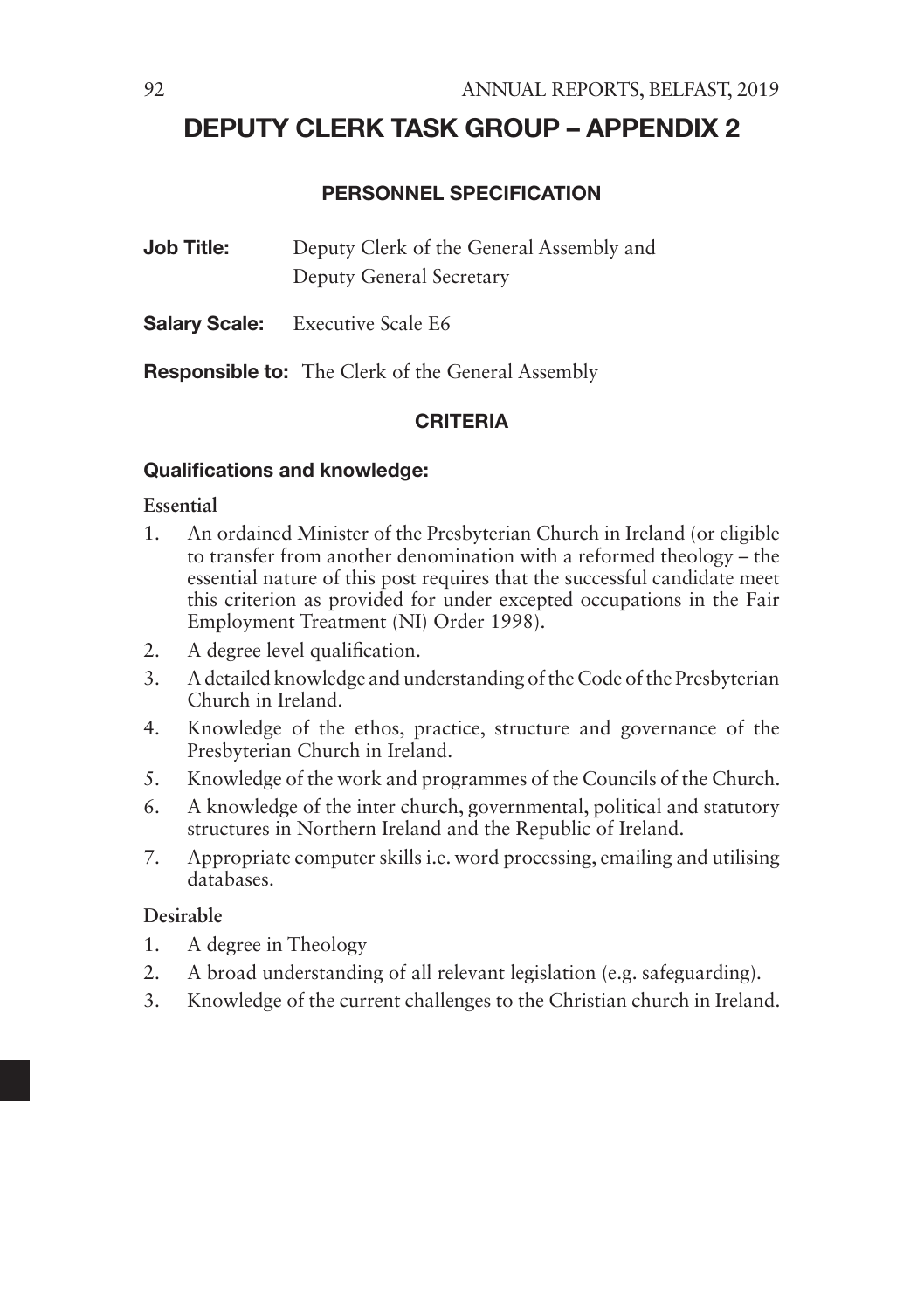# DEPUTY CLERK TASK GROUP – APPENDIX 2

## PERSONNEL SPECIFICATION

**Job Title:** Deputy Clerk of the General Assembly and Deputy General Secretary

**Salary Scale:** Executive Scale E6

**Responsible to:** The Clerk of the General Assembly

## CRITERIA

### Qualifications and knowledge:

**Essential**

1. An ordained Minister of the Presbyterian Church in Ireland (or eligible to transfer from another denomination with a reformed theology – the essential nature of this post requires that the successful candidate meet this criterion as provided for under excepted occupations in the Fair Employment Treatment (NI) Order 1998).
2. A degree level qualification.
3. A detailed knowledge and understanding of the Code of the Presbyterian Church in Ireland.
4. Knowledge of the ethos, practice, structure and governance of the Presbyterian Church in Ireland.
5. Knowledge of the work and programmes of the Councils of the Church.
6. A knowledge of the inter church, governmental, political and statutory structures in Northern Ireland and the Republic of Ireland.
7. Appropriate computer skills i.e. word processing, emailing and utilising databases.

**Desirable**

1. A degree in Theology
2. A broad understanding of all relevant legislation (e.g. safeguarding).
3. Knowledge of the current challenges to the Christian church in Ireland.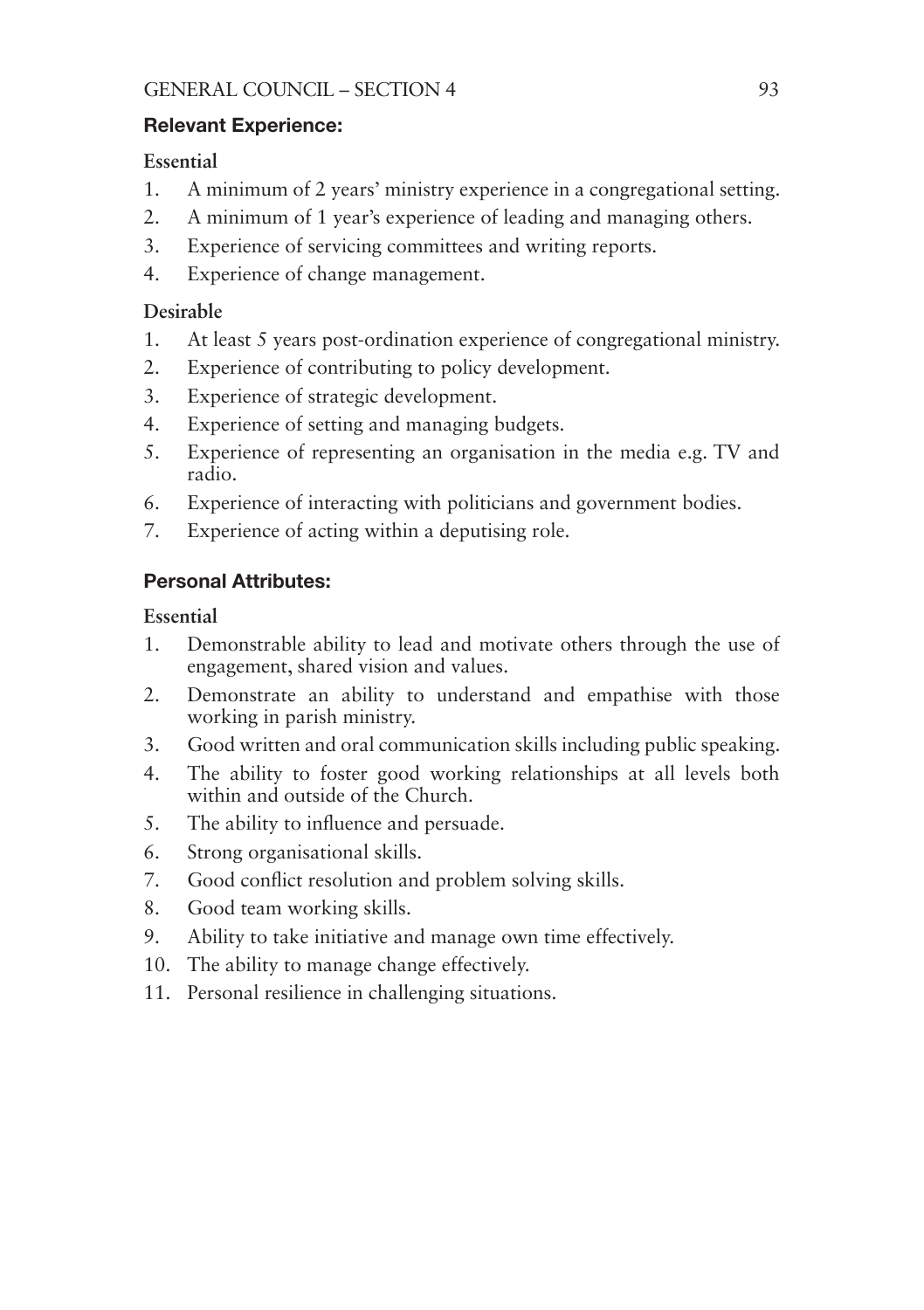**Relevant Experience:**

**Essential**

1. A minimum of 2 years' ministry experience in a congregational setting.
2. A minimum of 1 year's experience of leading and managing others.
3. Experience of servicing committees and writing reports.
4. Experience of change management.

**Desirable**

1. At least 5 years post-ordination experience of congregational ministry.
2. Experience of contributing to policy development.
3. Experience of strategic development.
4. Experience of setting and managing budgets.
5. Experience of representing an organisation in the media e.g. TV and radio.
6. Experience of interacting with politicians and government bodies.
7. Experience of acting within a deputising role.

**Personal Attributes:**

**Essential**

1. Demonstrable ability to lead and motivate others through the use of engagement, shared vision and values.
2. Demonstrate an ability to understand and empathise with those working in parish ministry.
3. Good written and oral communication skills including public speaking.
4. The ability to foster good working relationships at all levels both within and outside of the Church.
5. The ability to influence and persuade.
6. Strong organisational skills.
7. Good conflict resolution and problem solving skills.
8. Good team working skills.
9. Ability to take initiative and manage own time effectively.
10. The ability to manage change effectively.
11. Personal resilience in challenging situations.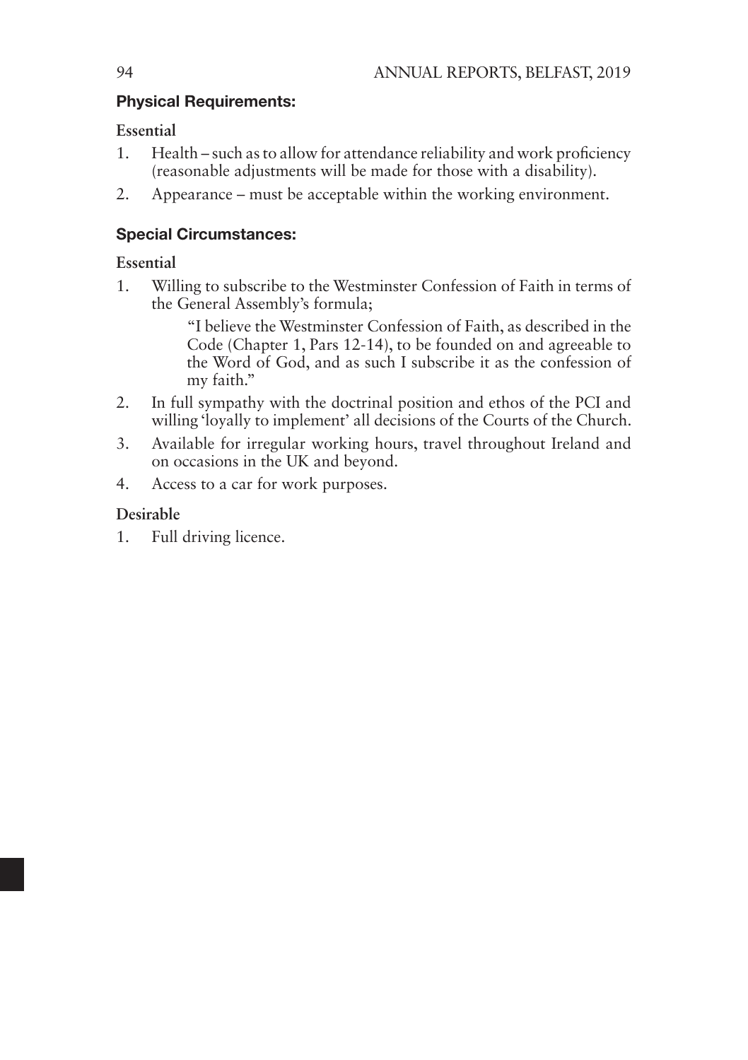### Physical Requirements:

**Essential**

1. Health – such as to allow for attendance reliability and work proficiency (reasonable adjustments will be made for those with a disability).
2. Appearance – must be acceptable within the working environment.

### Special Circumstances:

**Essential**

1. Willing to subscribe to the Westminster Confession of Faith in terms of the General Assembly's formula;

   "I believe the Westminster Confession of Faith, as described in the Code (Chapter 1, Pars 12-14), to be founded on and agreeable to the Word of God, and as such I subscribe it as the confession of my faith."

2. In full sympathy with the doctrinal position and ethos of the PCI and willing 'loyally to implement' all decisions of the Courts of the Church.
3. Available for irregular working hours, travel throughout Ireland and on occasions in the UK and beyond.
4. Access to a car for work purposes.

**Desirable**

1. Full driving licence.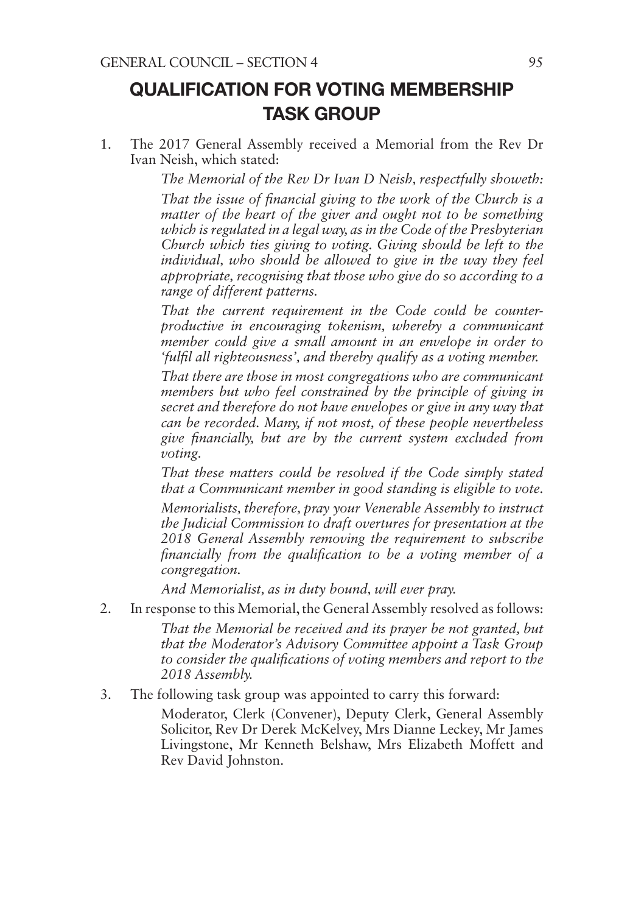# QUALIFICATION FOR VOTING MEMBERSHIP TASK GROUP

1. The 2017 General Assembly received a Memorial from the Rev Dr Ivan Neish, which stated:

   *The Memorial of the Rev Dr Ivan D Neish, respectfully showeth:*

   *That the issue of financial giving to the work of the Church is a matter of the heart of the giver and ought not to be something which is regulated in a legal way, as in the Code of the Presbyterian Church which ties giving to voting. Giving should be left to the individual, who should be allowed to give in the way they feel appropriate, recognising that those who give do so according to a range of different patterns.*

   *That the current requirement in the Code could be counter-productive in encouraging tokenism, whereby a communicant member could give a small amount in an envelope in order to 'fulfil all righteousness', and thereby qualify as a voting member.*

   *That there are those in most congregations who are communicant members but who feel constrained by the principle of giving in secret and therefore do not have envelopes or give in any way that can be recorded. Many, if not most, of these people nevertheless give financially, but are by the current system excluded from voting.*

   *That these matters could be resolved if the Code simply stated that a Communicant member in good standing is eligible to vote.*

   *Memorialists, therefore, pray your Venerable Assembly to instruct the Judicial Commission to draft overtures for presentation at the 2018 General Assembly removing the requirement to subscribe financially from the qualification to be a voting member of a congregation.*

   *And Memorialist, as in duty bound, will ever pray.*

2. In response to this Memorial, the General Assembly resolved as follows:

   *That the Memorial be received and its prayer be not granted, but that the Moderator's Advisory Committee appoint a Task Group to consider the qualifications of voting members and report to the 2018 Assembly.*

3. The following task group was appointed to carry this forward:

   Moderator, Clerk (Convener), Deputy Clerk, General Assembly Solicitor, Rev Dr Derek McKelvey, Mrs Dianne Leckey, Mr James Livingstone, Mr Kenneth Belshaw, Mrs Elizabeth Moffett and Rev David Johnston.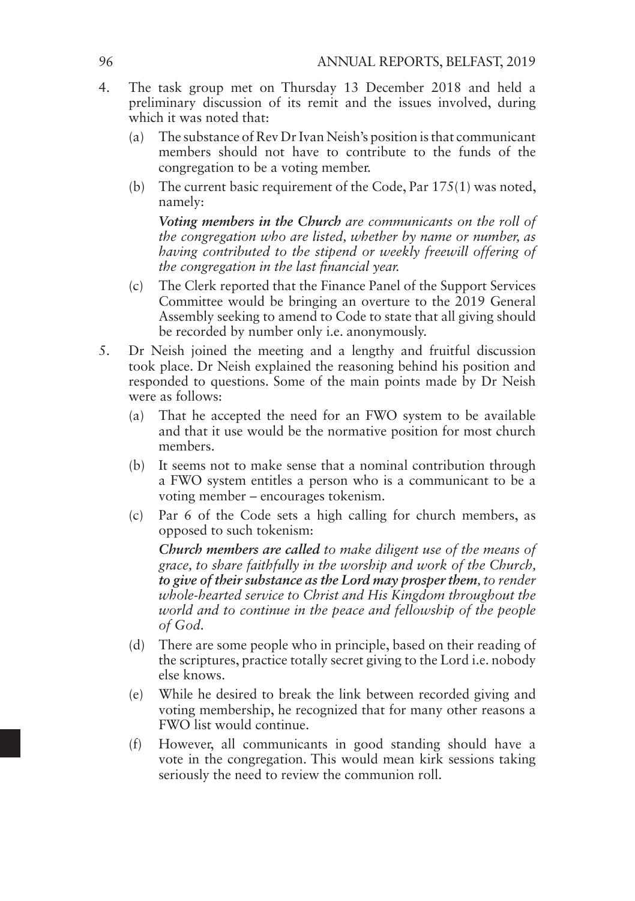4. The task group met on Thursday 13 December 2018 and held a preliminary discussion of its remit and the issues involved, during which it was noted that:

   (a) The substance of Rev Dr Ivan Neish's position is that communicant members should not have to contribute to the funds of the congregation to be a voting member.

   (b) The current basic requirement of the Code, Par 175(1) was noted, namely:

   ***Voting members in the Church** are communicants on the roll of the congregation who are listed, whether by name or number, as having contributed to the stipend or weekly freewill offering of the congregation in the last financial year.*

   (c) The Clerk reported that the Finance Panel of the Support Services Committee would be bringing an overture to the 2019 General Assembly seeking to amend to Code to state that all giving should be recorded by number only i.e. anonymously.

5. Dr Neish joined the meeting and a lengthy and fruitful discussion took place. Dr Neish explained the reasoning behind his position and responded to questions. Some of the main points made by Dr Neish were as follows:

   (a) That he accepted the need for an FWO system to be available and that it use would be the normative position for most church members.

   (b) It seems not to make sense that a nominal contribution through a FWO system entitles a person who is a communicant to be a voting member – encourages tokenism.

   (c) Par 6 of the Code sets a high calling for church members, as opposed to such tokenism:

   ***Church members are called** to make diligent use of the means of grace, to share faithfully in the worship and work of the Church, **to give of their substance as the Lord may prosper them**, to render whole-hearted service to Christ and His Kingdom throughout the world and to continue in the peace and fellowship of the people of God.*

   (d) There are some people who in principle, based on their reading of the scriptures, practice totally secret giving to the Lord i.e. nobody else knows.

   (e) While he desired to break the link between recorded giving and voting membership, he recognized that for many other reasons a FWO list would continue.

   (f) However, all communicants in good standing should have a vote in the congregation. This would mean kirk sessions taking seriously the need to review the communion roll.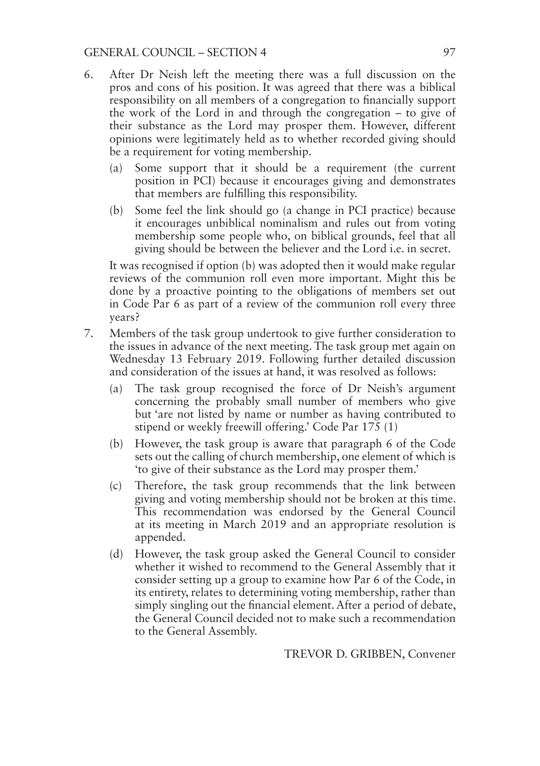6. After Dr Neish left the meeting there was a full discussion on the pros and cons of his position. It was agreed that there was a biblical responsibility on all members of a congregation to financially support the work of the Lord in and through the congregation – to give of their substance as the Lord may prosper them. However, different opinions were legitimately held as to whether recorded giving should be a requirement for voting membership.

   (a) Some support that it should be a requirement (the current position in PCI) because it encourages giving and demonstrates that members are fulfilling this responsibility.

   (b) Some feel the link should go (a change in PCI practice) because it encourages unbiblical nominalism and rules out from voting membership some people who, on biblical grounds, feel that all giving should be between the believer and the Lord i.e. in secret.

   It was recognised if option (b) was adopted then it would make regular reviews of the communion roll even more important. Might this be done by a proactive pointing to the obligations of members set out in Code Par 6 as part of a review of the communion roll every three years?

7. Members of the task group undertook to give further consideration to the issues in advance of the next meeting. The task group met again on Wednesday 13 February 2019. Following further detailed discussion and consideration of the issues at hand, it was resolved as follows:

   (a) The task group recognised the force of Dr Neish's argument concerning the probably small number of members who give but 'are not listed by name or number as having contributed to stipend or weekly freewill offering.' Code Par 175 (1)

   (b) However, the task group is aware that paragraph 6 of the Code sets out the calling of church membership, one element of which is 'to give of their substance as the Lord may prosper them.'

   (c) Therefore, the task group recommends that the link between giving and voting membership should not be broken at this time. This recommendation was endorsed by the General Council at its meeting in March 2019 and an appropriate resolution is appended.

   (d) However, the task group asked the General Council to consider whether it wished to recommend to the General Assembly that it consider setting up a group to examine how Par 6 of the Code, in its entirety, relates to determining voting membership, rather than simply singling out the financial element. After a period of debate, the General Council decided not to make such a recommendation to the General Assembly.

TREVOR D. GRIBBEN, Convener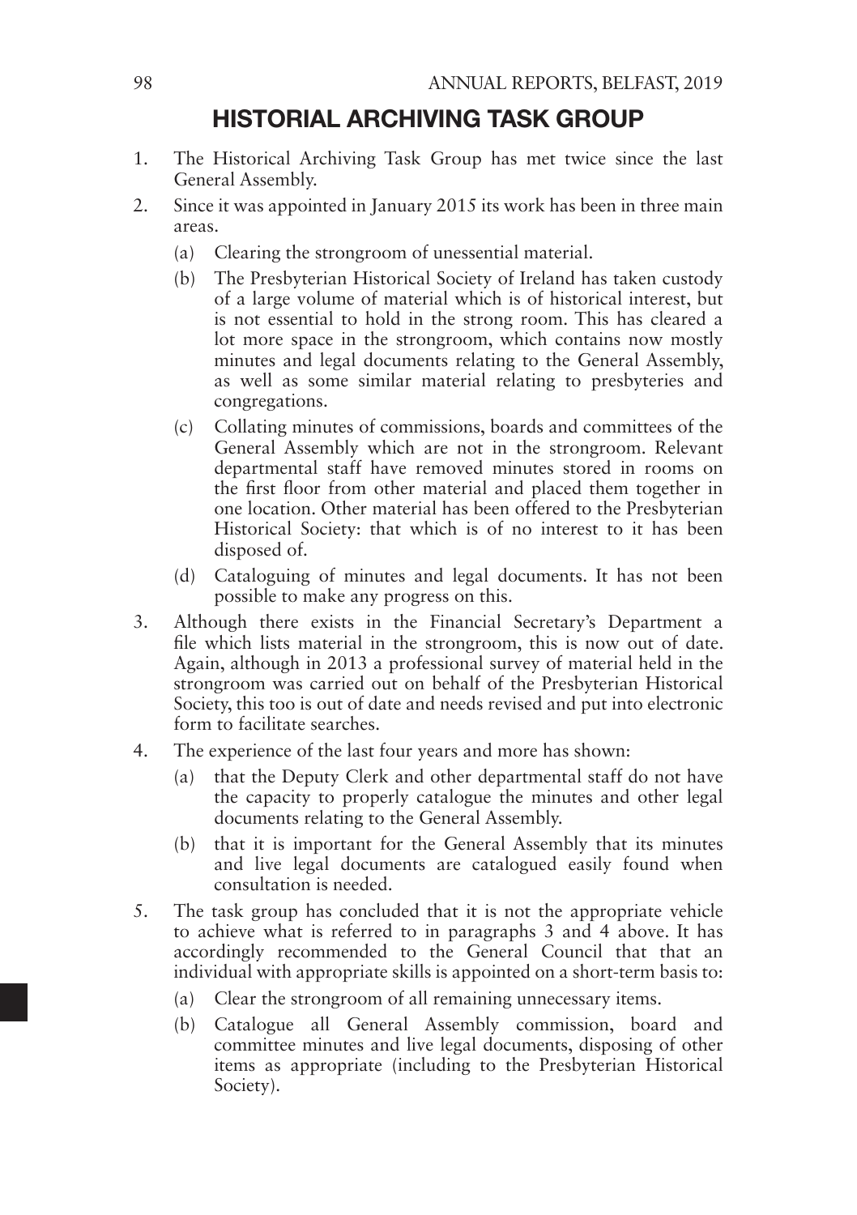## HISTORIAL ARCHIVING TASK GROUP

1. The Historical Archiving Task Group has met twice since the last General Assembly.
2. Since it was appointed in January 2015 its work has been in three main areas.
   (a) Clearing the strongroom of unessential material.
   (b) The Presbyterian Historical Society of Ireland has taken custody of a large volume of material which is of historical interest, but is not essential to hold in the strong room. This has cleared a lot more space in the strongroom, which contains now mostly minutes and legal documents relating to the General Assembly, as well as some similar material relating to presbyteries and congregations.
   (c) Collating minutes of commissions, boards and committees of the General Assembly which are not in the strongroom. Relevant departmental staff have removed minutes stored in rooms on the first floor from other material and placed them together in one location. Other material has been offered to the Presbyterian Historical Society: that which is of no interest to it has been disposed of.
   (d) Cataloguing of minutes and legal documents. It has not been possible to make any progress on this.
3. Although there exists in the Financial Secretary's Department a file which lists material in the strongroom, this is now out of date. Again, although in 2013 a professional survey of material held in the strongroom was carried out on behalf of the Presbyterian Historical Society, this too is out of date and needs revised and put into electronic form to facilitate searches.
4. The experience of the last four years and more has shown:
   (a) that the Deputy Clerk and other departmental staff do not have the capacity to properly catalogue the minutes and other legal documents relating to the General Assembly.
   (b) that it is important for the General Assembly that its minutes and live legal documents are catalogued easily found when consultation is needed.
5. The task group has concluded that it is not the appropriate vehicle to achieve what is referred to in paragraphs 3 and 4 above. It has accordingly recommended to the General Council that that an individual with appropriate skills is appointed on a short-term basis to:
   (a) Clear the strongroom of all remaining unnecessary items.
   (b) Catalogue all General Assembly commission, board and committee minutes and live legal documents, disposing of other items as appropriate (including to the Presbyterian Historical Society).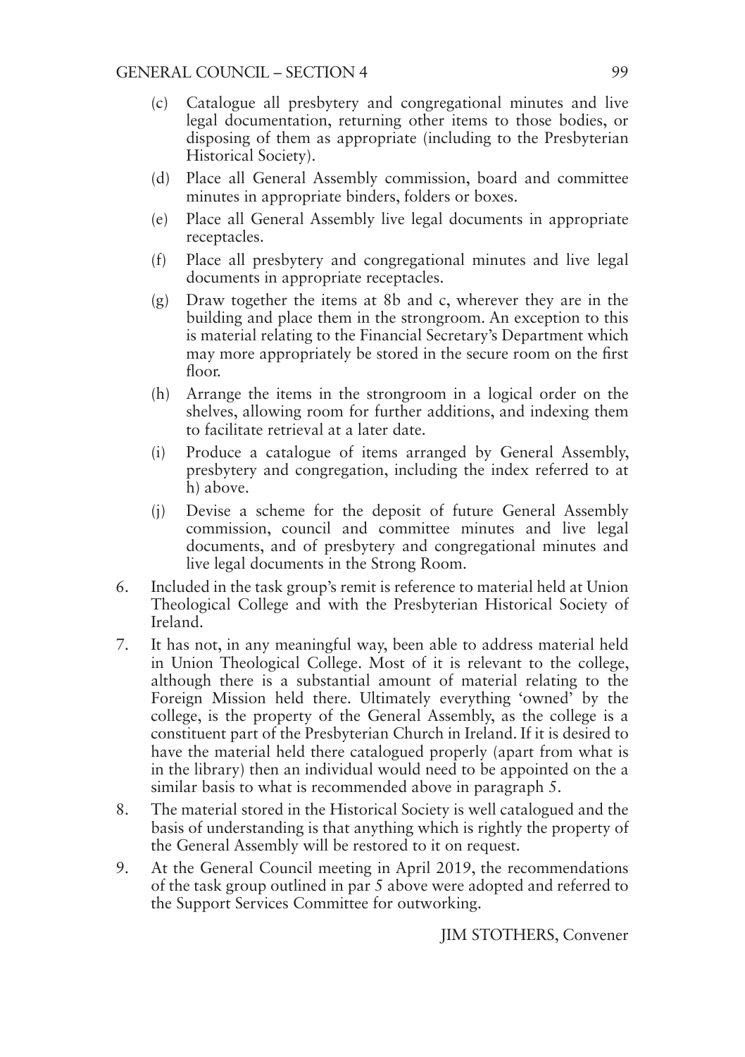(c) Catalogue all presbytery and congregational minutes and live legal documentation, returning other items to those bodies, or disposing of them as appropriate (including to the Presbyterian Historical Society).

(d) Place all General Assembly commission, board and committee minutes in appropriate binders, folders or boxes.

(e) Place all General Assembly live legal documents in appropriate receptacles.

(f) Place all presbytery and congregational minutes and live legal documents in appropriate receptacles.

(g) Draw together the items at 8b and c, wherever they are in the building and place them in the strongroom. An exception to this is material relating to the Financial Secretary's Department which may more appropriately be stored in the secure room on the first floor.

(h) Arrange the items in the strongroom in a logical order on the shelves, allowing room for further additions, and indexing them to facilitate retrieval at a later date.

(i) Produce a catalogue of items arranged by General Assembly, presbytery and congregation, including the index referred to at h) above.

(j) Devise a scheme for the deposit of future General Assembly commission, council and committee minutes and live legal documents, and of presbytery and congregational minutes and live legal documents in the Strong Room.

6. Included in the task group's remit is reference to material held at Union Theological College and with the Presbyterian Historical Society of Ireland.

7. It has not, in any meaningful way, been able to address material held in Union Theological College. Most of it is relevant to the college, although there is a substantial amount of material relating to the Foreign Mission held there. Ultimately everything 'owned' by the college, is the property of the General Assembly, as the college is a constituent part of the Presbyterian Church in Ireland. If it is desired to have the material held there catalogued properly (apart from what is in the library) then an individual would need to be appointed on the a similar basis to what is recommended above in paragraph 5.

8. The material stored in the Historical Society is well catalogued and the basis of understanding is that anything which is rightly the property of the General Assembly will be restored to it on request.

9. At the General Council meeting in April 2019, the recommendations of the task group outlined in par 5 above were adopted and referred to the Support Services Committee for outworking.

JIM STOTHERS, Convener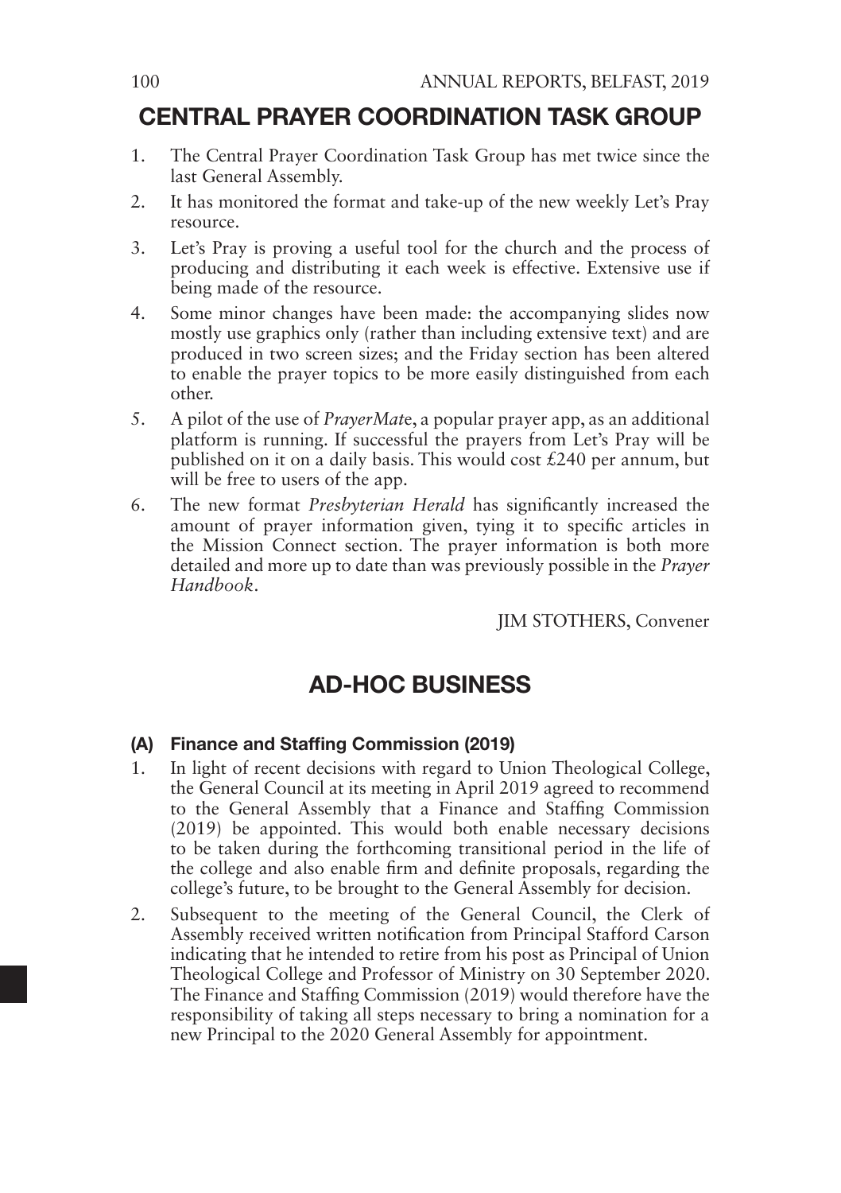# CENTRAL PRAYER COORDINATION TASK GROUP

1. The Central Prayer Coordination Task Group has met twice since the last General Assembly.
2. It has monitored the format and take-up of the new weekly Let's Pray resource.
3. Let's Pray is proving a useful tool for the church and the process of producing and distributing it each week is effective. Extensive use if being made of the resource.
4. Some minor changes have been made: the accompanying slides now mostly use graphics only (rather than including extensive text) and are produced in two screen sizes; and the Friday section has been altered to enable the prayer topics to be more easily distinguished from each other.
5. A pilot of the use of *PrayerMat*e, a popular prayer app, as an additional platform is running. If successful the prayers from Let's Pray will be published on it on a daily basis. This would cost £240 per annum, but will be free to users of the app.
6. The new format *Presbyterian Herald* has significantly increased the amount of prayer information given, tying it to specific articles in the Mission Connect section. The prayer information is both more detailed and more up to date than was previously possible in the *Prayer Handbook*.

JIM STOTHERS, Convener

# AD-HOC BUSINESS

## (A) Finance and Staffing Commission (2019)

1. In light of recent decisions with regard to Union Theological College, the General Council at its meeting in April 2019 agreed to recommend to the General Assembly that a Finance and Staffing Commission (2019) be appointed. This would both enable necessary decisions to be taken during the forthcoming transitional period in the life of the college and also enable firm and definite proposals, regarding the college's future, to be brought to the General Assembly for decision.
2. Subsequent to the meeting of the General Council, the Clerk of Assembly received written notification from Principal Stafford Carson indicating that he intended to retire from his post as Principal of Union Theological College and Professor of Ministry on 30 September 2020. The Finance and Staffing Commission (2019) would therefore have the responsibility of taking all steps necessary to bring a nomination for a new Principal to the 2020 General Assembly for appointment.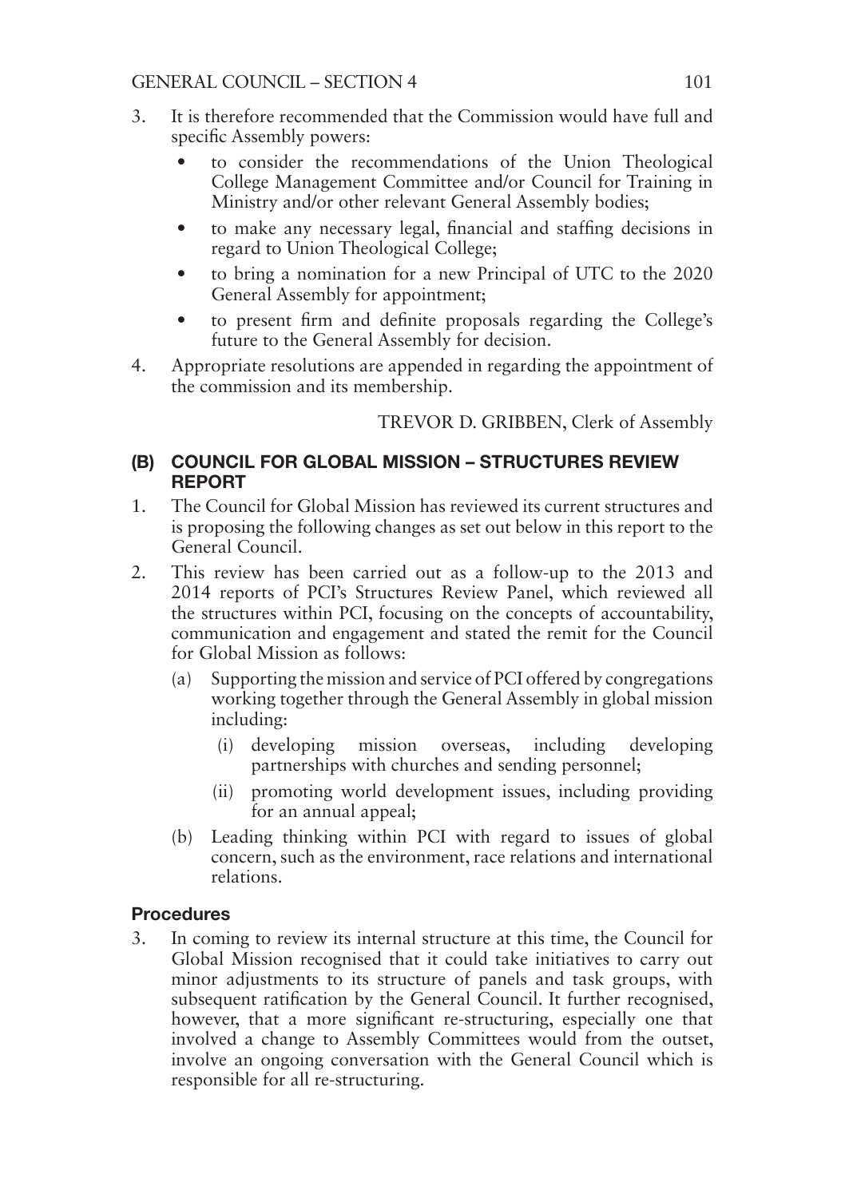3. It is therefore recommended that the Commission would have full and specific Assembly powers:
   - to consider the recommendations of the Union Theological College Management Committee and/or Council for Training in Ministry and/or other relevant General Assembly bodies;
   - to make any necessary legal, financial and staffing decisions in regard to Union Theological College;
   - to bring a nomination for a new Principal of UTC to the 2020 General Assembly for appointment;
   - to present firm and definite proposals regarding the College's future to the General Assembly for decision.
4. Appropriate resolutions are appended in regarding the appointment of the commission and its membership.

TREVOR D. GRIBBEN, Clerk of Assembly

## (B) COUNCIL FOR GLOBAL MISSION – STRUCTURES REVIEW REPORT

1. The Council for Global Mission has reviewed its current structures and is proposing the following changes as set out below in this report to the General Council.
2. This review has been carried out as a follow-up to the 2013 and 2014 reports of PCI's Structures Review Panel, which reviewed all the structures within PCI, focusing on the concepts of accountability, communication and engagement and stated the remit for the Council for Global Mission as follows:
   (a) Supporting the mission and service of PCI offered by congregations working together through the General Assembly in global mission including:
      (i) developing mission overseas, including developing partnerships with churches and sending personnel;
      (ii) promoting world development issues, including providing for an annual appeal;
   (b) Leading thinking within PCI with regard to issues of global concern, such as the environment, race relations and international relations.

### Procedures

3. In coming to review its internal structure at this time, the Council for Global Mission recognised that it could take initiatives to carry out minor adjustments to its structure of panels and task groups, with subsequent ratification by the General Council. It further recognised, however, that a more significant re-structuring, especially one that involved a change to Assembly Committees would from the outset, involve an ongoing conversation with the General Council which is responsible for all re-structuring.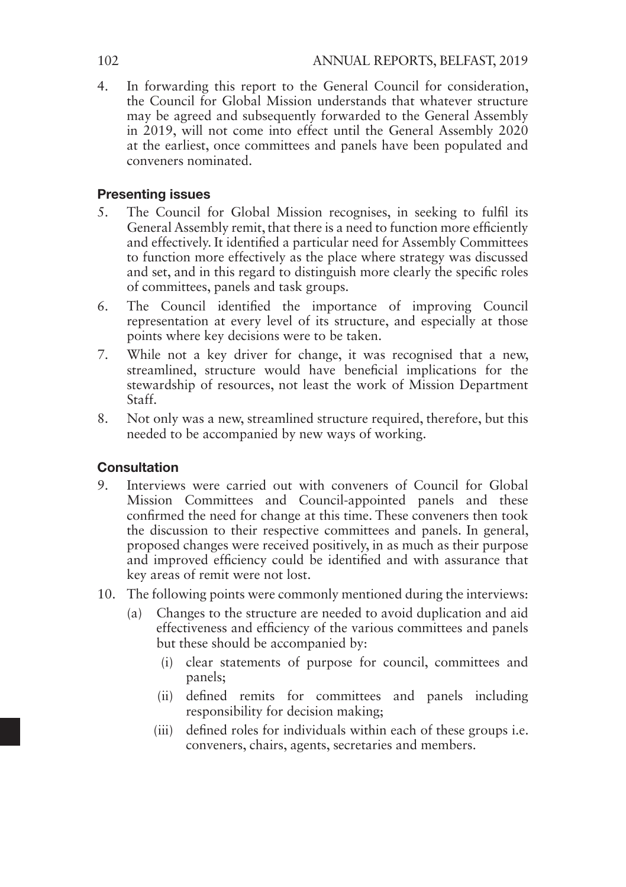4. In forwarding this report to the General Council for consideration, the Council for Global Mission understands that whatever structure may be agreed and subsequently forwarded to the General Assembly in 2019, will not come into effect until the General Assembly 2020 at the earliest, once committees and panels have been populated and conveners nominated.

### Presenting issues

5. The Council for Global Mission recognises, in seeking to fulfil its General Assembly remit, that there is a need to function more efficiently and effectively. It identified a particular need for Assembly Committees to function more effectively as the place where strategy was discussed and set, and in this regard to distinguish more clearly the specific roles of committees, panels and task groups.
6. The Council identified the importance of improving Council representation at every level of its structure, and especially at those points where key decisions were to be taken.
7. While not a key driver for change, it was recognised that a new, streamlined, structure would have beneficial implications for the stewardship of resources, not least the work of Mission Department Staff.
8. Not only was a new, streamlined structure required, therefore, but this needed to be accompanied by new ways of working.

### Consultation

9. Interviews were carried out with conveners of Council for Global Mission Committees and Council-appointed panels and these confirmed the need for change at this time. These conveners then took the discussion to their respective committees and panels. In general, proposed changes were received positively, in as much as their purpose and improved efficiency could be identified and with assurance that key areas of remit were not lost.
10. The following points were commonly mentioned during the interviews:
    - (a) Changes to the structure are needed to avoid duplication and aid effectiveness and efficiency of the various committees and panels but these should be accompanied by:
        - (i) clear statements of purpose for council, committees and panels;
        - (ii) defined remits for committees and panels including responsibility for decision making;
        - (iii) defined roles for individuals within each of these groups i.e. conveners, chairs, agents, secretaries and members.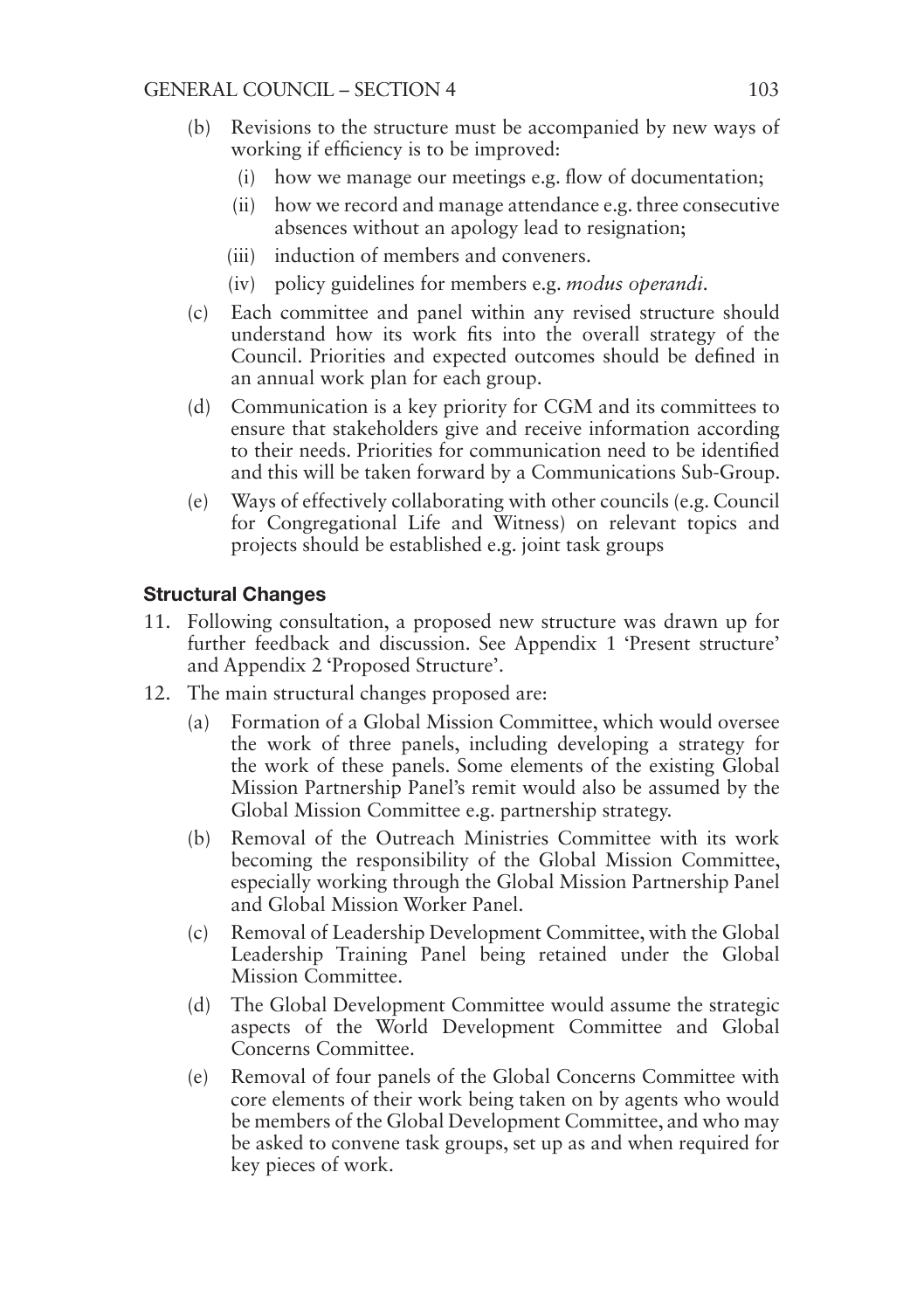(b) Revisions to the structure must be accompanied by new ways of working if efficiency is to be improved:

   (i) how we manage our meetings e.g. flow of documentation;

   (ii) how we record and manage attendance e.g. three consecutive absences without an apology lead to resignation;

   (iii) induction of members and conveners.

   (iv) policy guidelines for members e.g. *modus operandi*.

(c) Each committee and panel within any revised structure should understand how its work fits into the overall strategy of the Council. Priorities and expected outcomes should be defined in an annual work plan for each group.

(d) Communication is a key priority for CGM and its committees to ensure that stakeholders give and receive information according to their needs. Priorities for communication need to be identified and this will be taken forward by a Communications Sub-Group.

(e) Ways of effectively collaborating with other councils (e.g. Council for Congregational Life and Witness) on relevant topics and projects should be established e.g. joint task groups

## Structural Changes

11. Following consultation, a proposed new structure was drawn up for further feedback and discussion. See Appendix 1 'Present structure' and Appendix 2 'Proposed Structure'.

12. The main structural changes proposed are:

   (a) Formation of a Global Mission Committee, which would oversee the work of three panels, including developing a strategy for the work of these panels. Some elements of the existing Global Mission Partnership Panel's remit would also be assumed by the Global Mission Committee e.g. partnership strategy.

   (b) Removal of the Outreach Ministries Committee with its work becoming the responsibility of the Global Mission Committee, especially working through the Global Mission Partnership Panel and Global Mission Worker Panel.

   (c) Removal of Leadership Development Committee, with the Global Leadership Training Panel being retained under the Global Mission Committee.

   (d) The Global Development Committee would assume the strategic aspects of the World Development Committee and Global Concerns Committee.

   (e) Removal of four panels of the Global Concerns Committee with core elements of their work being taken on by agents who would be members of the Global Development Committee, and who may be asked to convene task groups, set up as and when required for key pieces of work.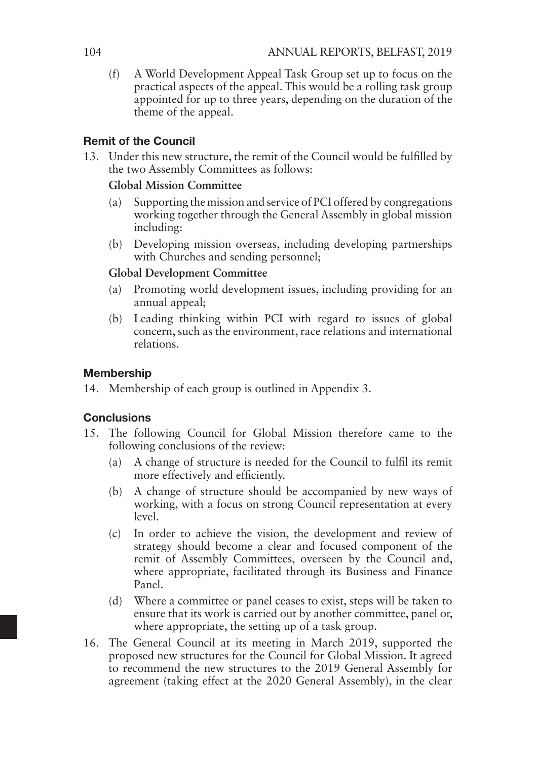(f) A World Development Appeal Task Group set up to focus on the practical aspects of the appeal. This would be a rolling task group appointed for up to three years, depending on the duration of the theme of the appeal.

### Remit of the Council

13. Under this new structure, the remit of the Council would be fulfilled by the two Assembly Committees as follows:

    **Global Mission Committee**

    (a) Supporting the mission and service of PCI offered by congregations working together through the General Assembly in global mission including:

    (b) Developing mission overseas, including developing partnerships with Churches and sending personnel;

    **Global Development Committee**

    (a) Promoting world development issues, including providing for an annual appeal;

    (b) Leading thinking within PCI with regard to issues of global concern, such as the environment, race relations and international relations.

### Membership

14. Membership of each group is outlined in Appendix 3.

### Conclusions

15. The following Council for Global Mission therefore came to the following conclusions of the review:

    (a) A change of structure is needed for the Council to fulfil its remit more effectively and efficiently.

    (b) A change of structure should be accompanied by new ways of working, with a focus on strong Council representation at every level.

    (c) In order to achieve the vision, the development and review of strategy should become a clear and focused component of the remit of Assembly Committees, overseen by the Council and, where appropriate, facilitated through its Business and Finance Panel.

    (d) Where a committee or panel ceases to exist, steps will be taken to ensure that its work is carried out by another committee, panel or, where appropriate, the setting up of a task group.

16. The General Council at its meeting in March 2019, supported the proposed new structures for the Council for Global Mission. It agreed to recommend the new structures to the 2019 General Assembly for agreement (taking effect at the 2020 General Assembly), in the clear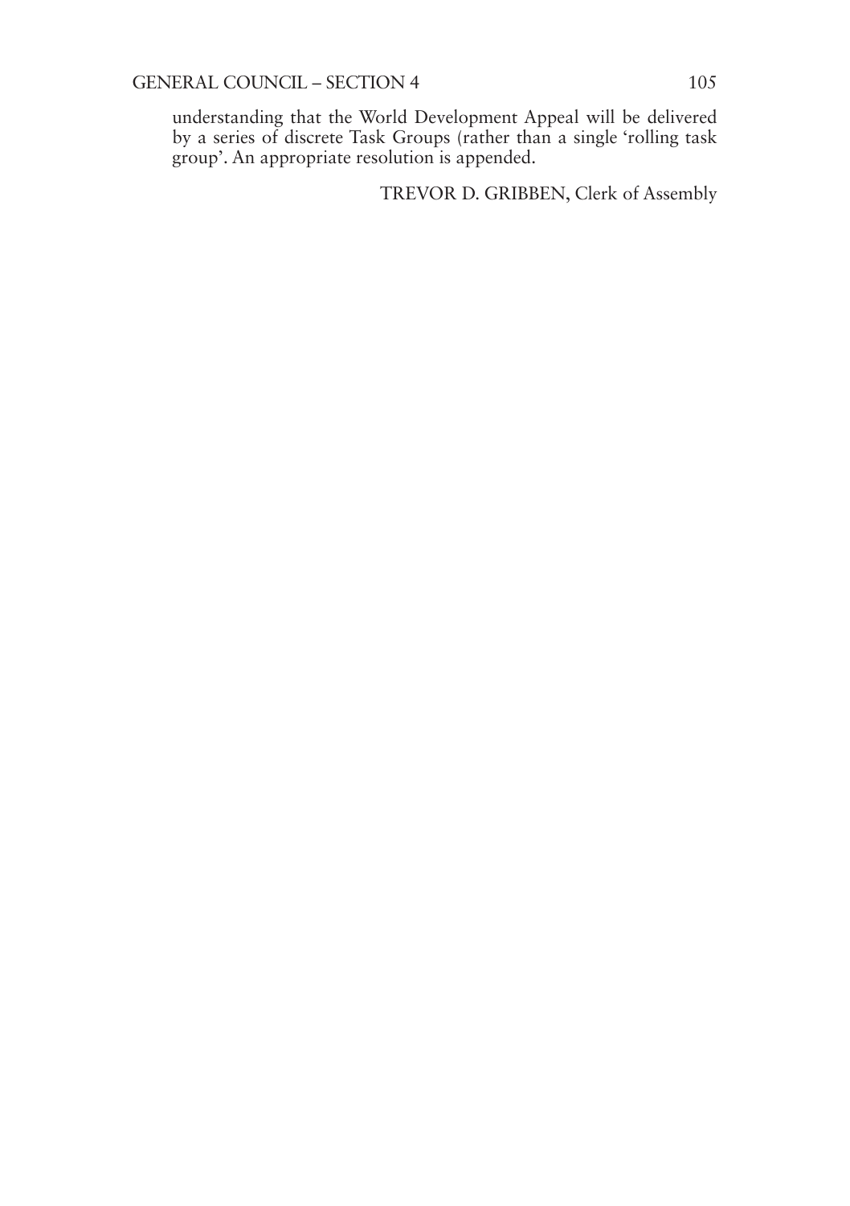understanding that the World Development Appeal will be delivered by a series of discrete Task Groups (rather than a single 'rolling task group'. An appropriate resolution is appended.

TREVOR D. GRIBBEN, Clerk of Assembly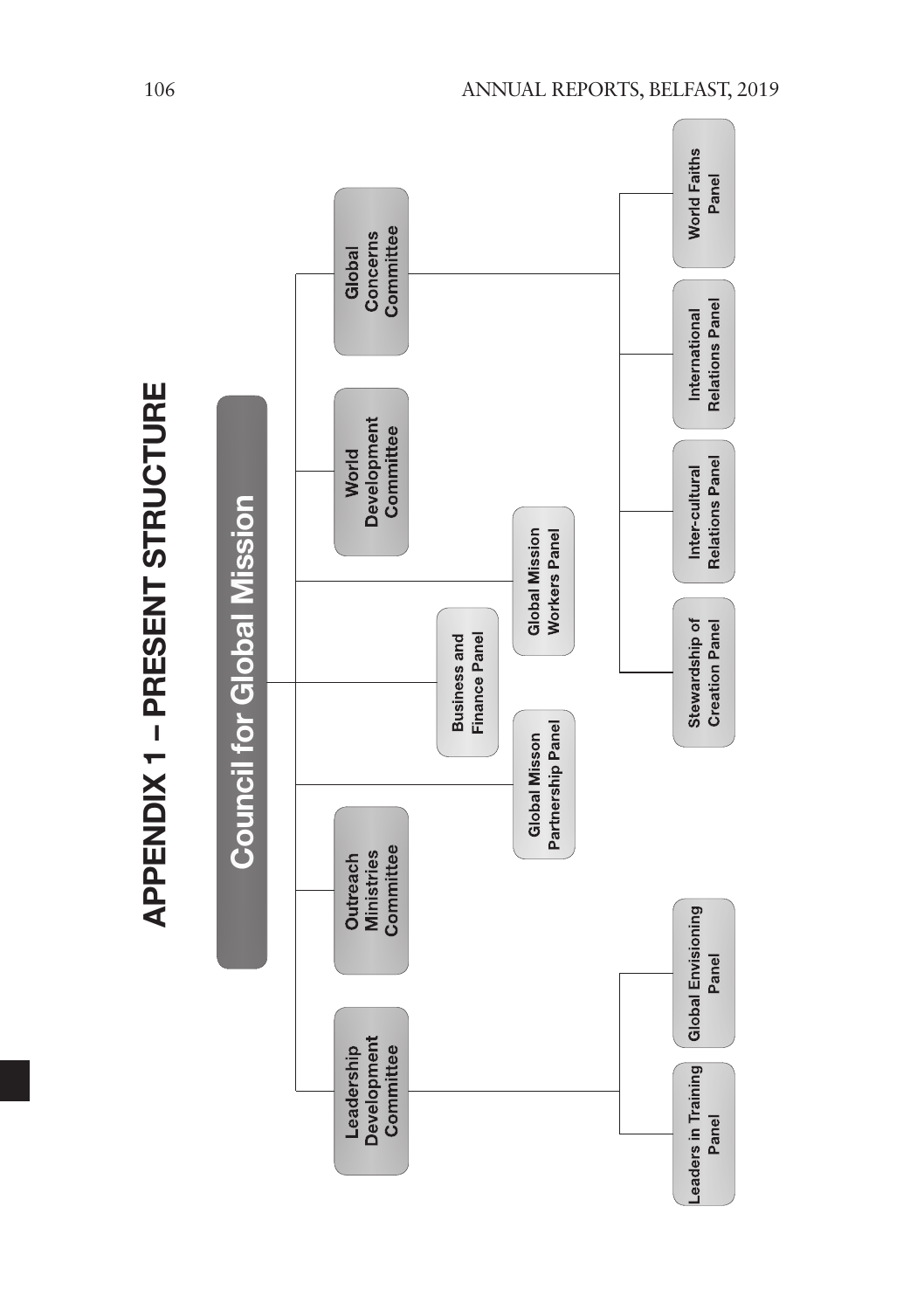# APPENDIX 1 – PRESENT STRUCTURE

**Council for Global Mission**

- **Leadership Development Committee**
  - Leaders in Training Panel
  - Global Envisioning Panel
- **Outreach Ministries Committee**
- Global Misson Partnership Panel
- Business and Finance Panel
- Global Mission Workers Panel
- **World Development Committee**
- **Global Concerns Committee**
  - Stewardship of Creation Panel
  - Inter-cultural Relations Panel
  - International Relations Panel
  - World Faiths Panel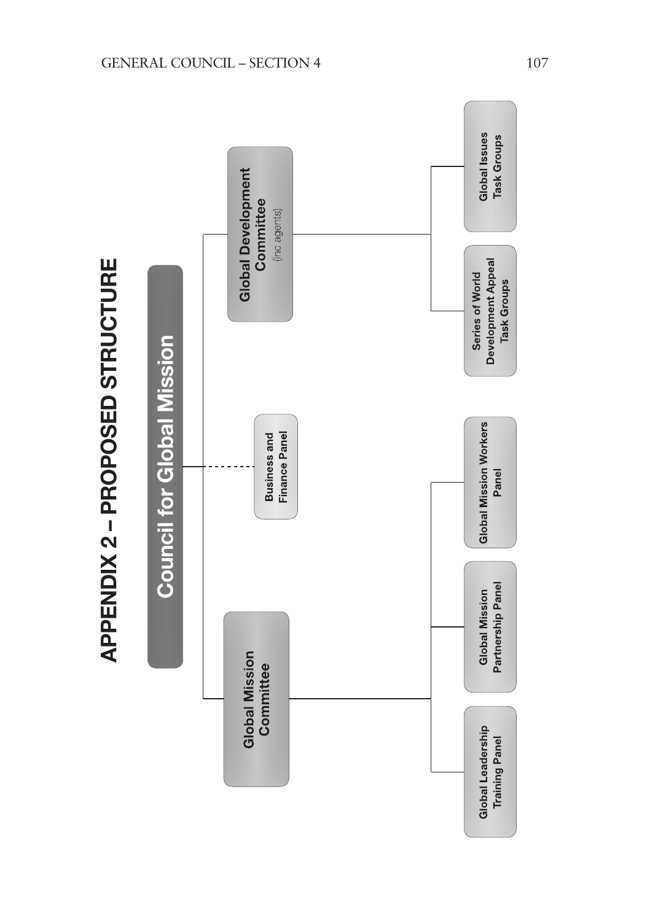# APPENDIX 2 – PROPOSED STRUCTURE

**Council for Global Mission**

- **Global Mission Committee**
  - Global Leadership Training Panel
  - Global Mission Partnership Panel
  - Global Mission Workers Panel
- **Business and Finance Panel**
- **Global Development Committee** (inc agents)
  - Series of World Development Appeal Task Groups
  - Global Issues Task Groups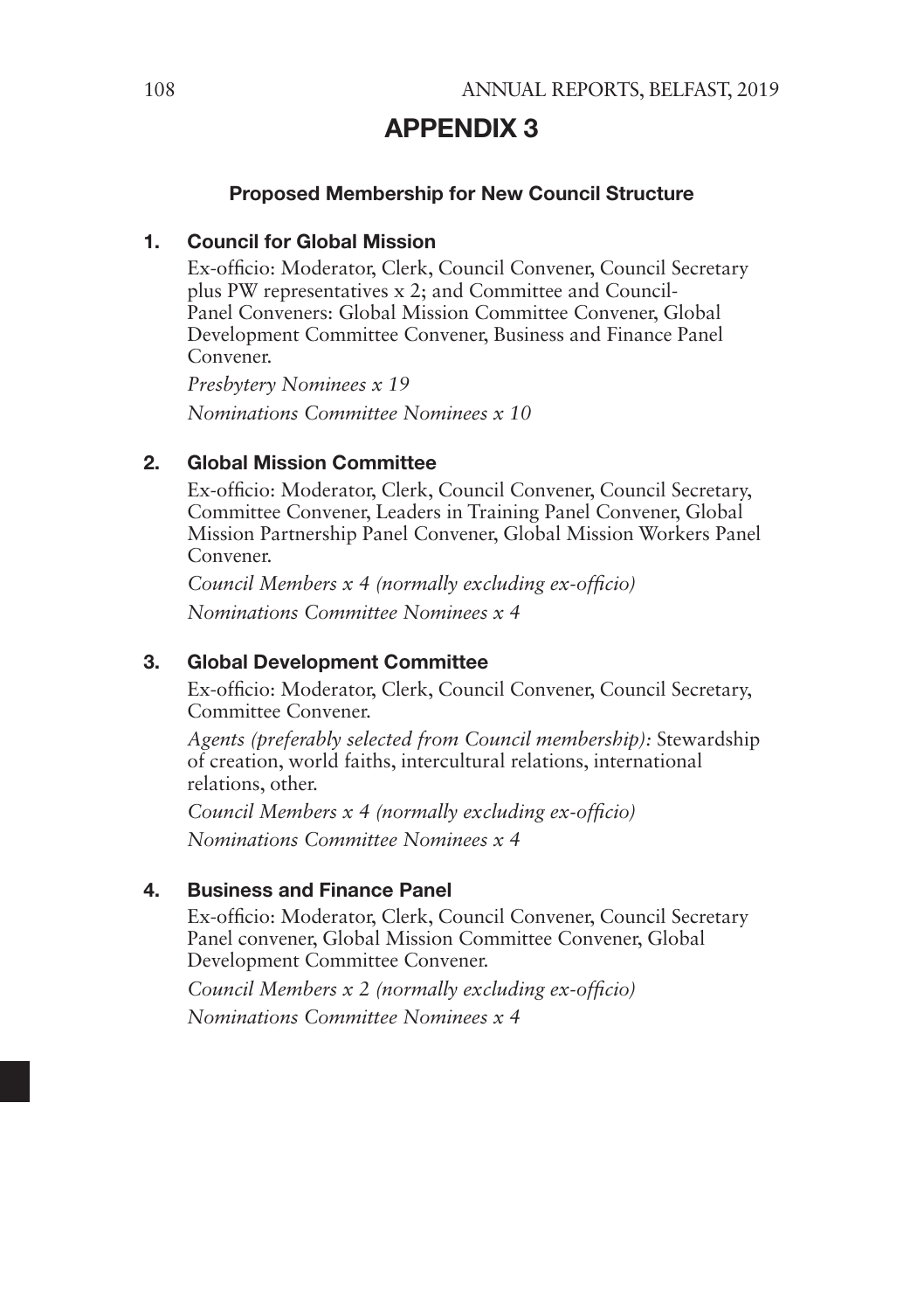# APPENDIX 3

### Proposed Membership for New Council Structure

### 1. Council for Global Mission

Ex-officio: Moderator, Clerk, Council Convener, Council Secretary plus PW representatives x 2; and Committee and Council-Panel Conveners: Global Mission Committee Convener, Global Development Committee Convener, Business and Finance Panel Convener.

*Presbytery Nominees x 19*

*Nominations Committee Nominees x 10*

### 2. Global Mission Committee

Ex-officio: Moderator, Clerk, Council Convener, Council Secretary, Committee Convener, Leaders in Training Panel Convener, Global Mission Partnership Panel Convener, Global Mission Workers Panel Convener.

*Council Members x 4 (normally excluding ex-officio)*

*Nominations Committee Nominees x 4*

### 3. Global Development Committee

Ex-officio: Moderator, Clerk, Council Convener, Council Secretary, Committee Convener.

*Agents (preferably selected from Council membership):* Stewardship of creation, world faiths, intercultural relations, international relations, other.

*Council Members x 4 (normally excluding ex-officio)*

*Nominations Committee Nominees x 4*

### 4. Business and Finance Panel

Ex-officio: Moderator, Clerk, Council Convener, Council Secretary Panel convener, Global Mission Committee Convener, Global Development Committee Convener.

*Council Members x 2 (normally excluding ex-officio)*

*Nominations Committee Nominees x 4*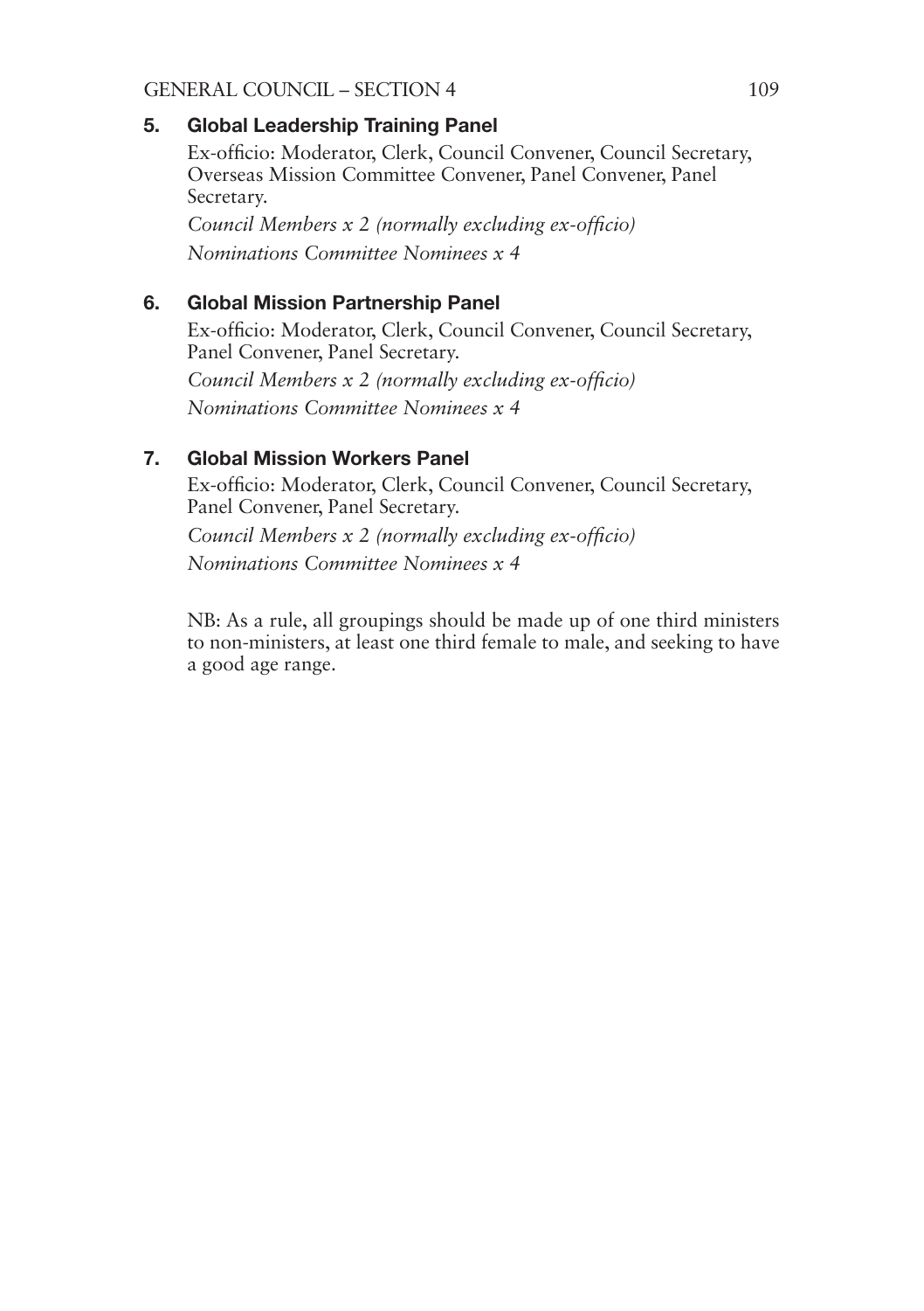### 5. Global Leadership Training Panel

Ex-officio: Moderator, Clerk, Council Convener, Council Secretary, Overseas Mission Committee Convener, Panel Convener, Panel Secretary.

*Council Members x 2 (normally excluding ex-officio)*

*Nominations Committee Nominees x 4*

### 6. Global Mission Partnership Panel

Ex-officio: Moderator, Clerk, Council Convener, Council Secretary, Panel Convener, Panel Secretary.

*Council Members x 2 (normally excluding ex-officio)*

*Nominations Committee Nominees x 4*

### 7. Global Mission Workers Panel

Ex-officio: Moderator, Clerk, Council Convener, Council Secretary, Panel Convener, Panel Secretary.

*Council Members x 2 (normally excluding ex-officio)*

*Nominations Committee Nominees x 4*

NB: As a rule, all groupings should be made up of one third ministers to non-ministers, at least one third female to male, and seeking to have a good age range.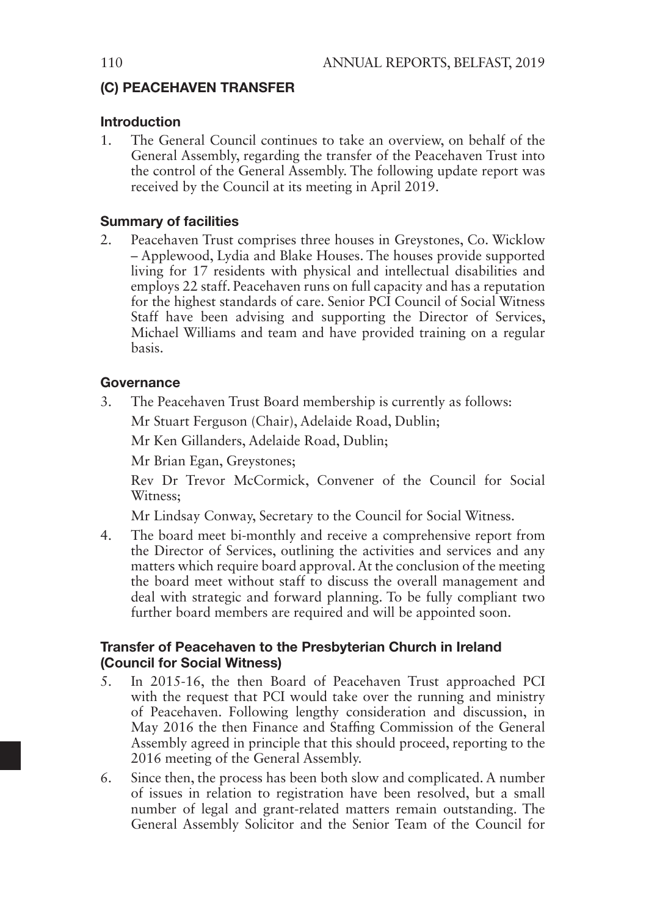## (C) PEACEHAVEN TRANSFER

### Introduction

1. The General Council continues to take an overview, on behalf of the General Assembly, regarding the transfer of the Peacehaven Trust into the control of the General Assembly. The following update report was received by the Council at its meeting in April 2019.

### Summary of facilities

2. Peacehaven Trust comprises three houses in Greystones, Co. Wicklow – Applewood, Lydia and Blake Houses. The houses provide supported living for 17 residents with physical and intellectual disabilities and employs 22 staff. Peacehaven runs on full capacity and has a reputation for the highest standards of care. Senior PCI Council of Social Witness Staff have been advising and supporting the Director of Services, Michael Williams and team and have provided training on a regular basis.

### Governance

3. The Peacehaven Trust Board membership is currently as follows:

   Mr Stuart Ferguson (Chair), Adelaide Road, Dublin;

   Mr Ken Gillanders, Adelaide Road, Dublin;

   Mr Brian Egan, Greystones;

   Rev Dr Trevor McCormick, Convener of the Council for Social Witness;

   Mr Lindsay Conway, Secretary to the Council for Social Witness.

4. The board meet bi-monthly and receive a comprehensive report from the Director of Services, outlining the activities and services and any matters which require board approval. At the conclusion of the meeting the board meet without staff to discuss the overall management and deal with strategic and forward planning. To be fully compliant two further board members are required and will be appointed soon.

### Transfer of Peacehaven to the Presbyterian Church in Ireland (Council for Social Witness)

5. In 2015-16, the then Board of Peacehaven Trust approached PCI with the request that PCI would take over the running and ministry of Peacehaven. Following lengthy consideration and discussion, in May 2016 the then Finance and Staffing Commission of the General Assembly agreed in principle that this should proceed, reporting to the 2016 meeting of the General Assembly.

6. Since then, the process has been both slow and complicated. A number of issues in relation to registration have been resolved, but a small number of legal and grant-related matters remain outstanding. The General Assembly Solicitor and the Senior Team of the Council for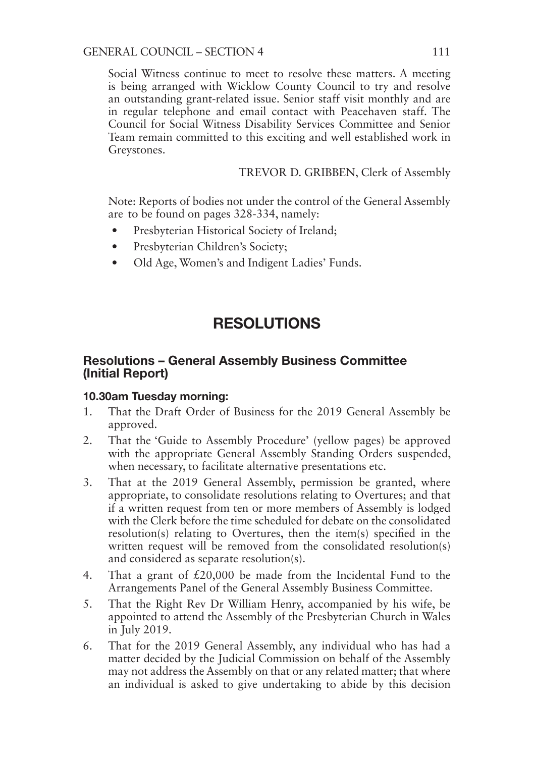Social Witness continue to meet to resolve these matters. A meeting is being arranged with Wicklow County Council to try and resolve an outstanding grant-related issue. Senior staff visit monthly and are in regular telephone and email contact with Peacehaven staff. The Council for Social Witness Disability Services Committee and Senior Team remain committed to this exciting and well established work in Greystones.

TREVOR D. GRIBBEN, Clerk of Assembly

Note: Reports of bodies not under the control of the General Assembly are to be found on pages 328-334, namely:

- Presbyterian Historical Society of Ireland;
- Presbyterian Children's Society;
- Old Age, Women's and Indigent Ladies' Funds.

# RESOLUTIONS

## Resolutions – General Assembly Business Committee (Initial Report)

### 10.30am Tuesday morning:

1. That the Draft Order of Business for the 2019 General Assembly be approved.
2. That the 'Guide to Assembly Procedure' (yellow pages) be approved with the appropriate General Assembly Standing Orders suspended, when necessary, to facilitate alternative presentations etc.
3. That at the 2019 General Assembly, permission be granted, where appropriate, to consolidate resolutions relating to Overtures; and that if a written request from ten or more members of Assembly is lodged with the Clerk before the time scheduled for debate on the consolidated resolution(s) relating to Overtures, then the item(s) specified in the written request will be removed from the consolidated resolution(s) and considered as separate resolution(s).
4. That a grant of £20,000 be made from the Incidental Fund to the Arrangements Panel of the General Assembly Business Committee.
5. That the Right Rev Dr William Henry, accompanied by his wife, be appointed to attend the Assembly of the Presbyterian Church in Wales in July 2019.
6. That for the 2019 General Assembly, any individual who has had a matter decided by the Judicial Commission on behalf of the Assembly may not address the Assembly on that or any related matter; that where an individual is asked to give undertaking to abide by this decision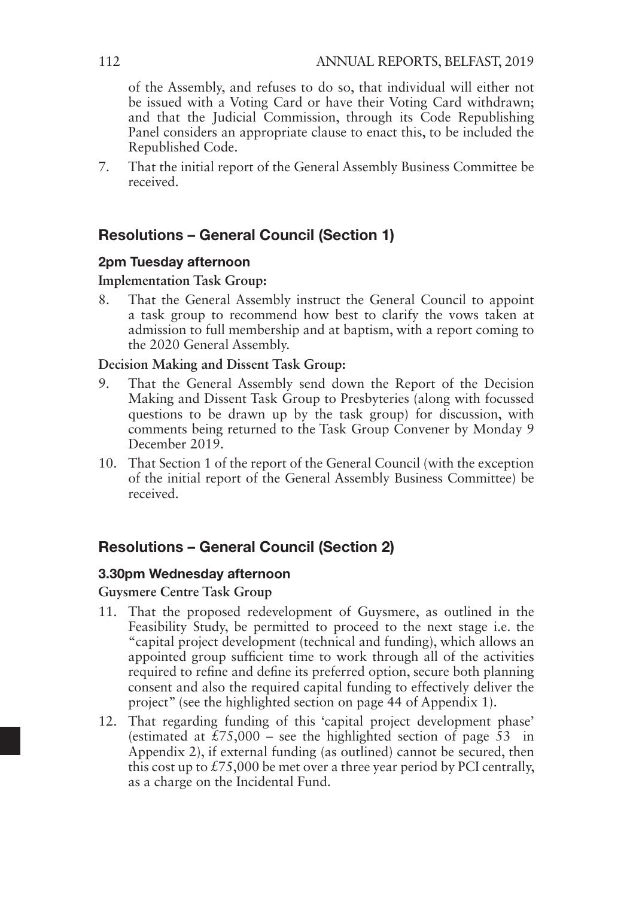of the Assembly, and refuses to do so, that individual will either not be issued with a Voting Card or have their Voting Card withdrawn; and that the Judicial Commission, through its Code Republishing Panel considers an appropriate clause to enact this, to be included the Republished Code.

7. That the initial report of the General Assembly Business Committee be received.

## Resolutions – General Council (Section 1)

### 2pm Tuesday afternoon

**Implementation Task Group:**

8. That the General Assembly instruct the General Council to appoint a task group to recommend how best to clarify the vows taken at admission to full membership and at baptism, with a report coming to the 2020 General Assembly.

**Decision Making and Dissent Task Group:**

9. That the General Assembly send down the Report of the Decision Making and Dissent Task Group to Presbyteries (along with focussed questions to be drawn up by the task group) for discussion, with comments being returned to the Task Group Convener by Monday 9 December 2019.

10. That Section 1 of the report of the General Council (with the exception of the initial report of the General Assembly Business Committee) be received.

## Resolutions – General Council (Section 2)

### 3.30pm Wednesday afternoon

**Guysmere Centre Task Group**

11. That the proposed redevelopment of Guysmere, as outlined in the Feasibility Study, be permitted to proceed to the next stage i.e. the "capital project development (technical and funding), which allows an appointed group sufficient time to work through all of the activities required to refine and define its preferred option, secure both planning consent and also the required capital funding to effectively deliver the project" (see the highlighted section on page 44 of Appendix 1).

12. That regarding funding of this 'capital project development phase' (estimated at £75,000 – see the highlighted section of page 53 in Appendix 2), if external funding (as outlined) cannot be secured, then this cost up to £75,000 be met over a three year period by PCI centrally, as a charge on the Incidental Fund.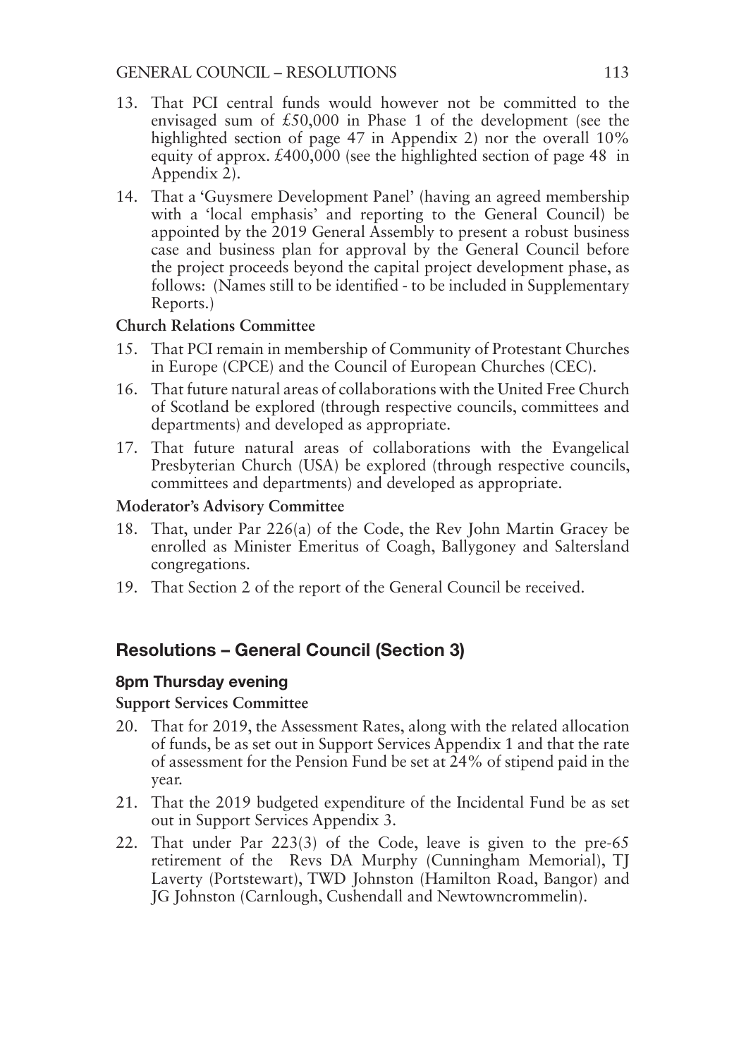13. That PCI central funds would however not be committed to the envisaged sum of £50,000 in Phase 1 of the development (see the highlighted section of page 47 in Appendix 2) nor the overall 10% equity of approx. £400,000 (see the highlighted section of page 48 in Appendix 2).
14. That a 'Guysmere Development Panel' (having an agreed membership with a 'local emphasis' and reporting to the General Council) be appointed by the 2019 General Assembly to present a robust business case and business plan for approval by the General Council before the project proceeds beyond the capital project development phase, as follows: (Names still to be identified - to be included in Supplementary Reports.)

**Church Relations Committee**

15. That PCI remain in membership of Community of Protestant Churches in Europe (CPCE) and the Council of European Churches (CEC).
16. That future natural areas of collaborations with the United Free Church of Scotland be explored (through respective councils, committees and departments) and developed as appropriate.
17. That future natural areas of collaborations with the Evangelical Presbyterian Church (USA) be explored (through respective councils, committees and departments) and developed as appropriate.

**Moderator's Advisory Committee**

18. That, under Par 226(a) of the Code, the Rev John Martin Gracey be enrolled as Minister Emeritus of Coagh, Ballygoney and Saltersland congregations.
19. That Section 2 of the report of the General Council be received.

## Resolutions – General Council (Section 3)

### 8pm Thursday evening

**Support Services Committee**

20. That for 2019, the Assessment Rates, along with the related allocation of funds, be as set out in Support Services Appendix 1 and that the rate of assessment for the Pension Fund be set at 24% of stipend paid in the year.
21. That the 2019 budgeted expenditure of the Incidental Fund be as set out in Support Services Appendix 3.
22. That under Par 223(3) of the Code, leave is given to the pre-65 retirement of the Revs DA Murphy (Cunningham Memorial), TJ Laverty (Portstewart), TWD Johnston (Hamilton Road, Bangor) and JG Johnston (Carnlough, Cushendall and Newtowncrommelin).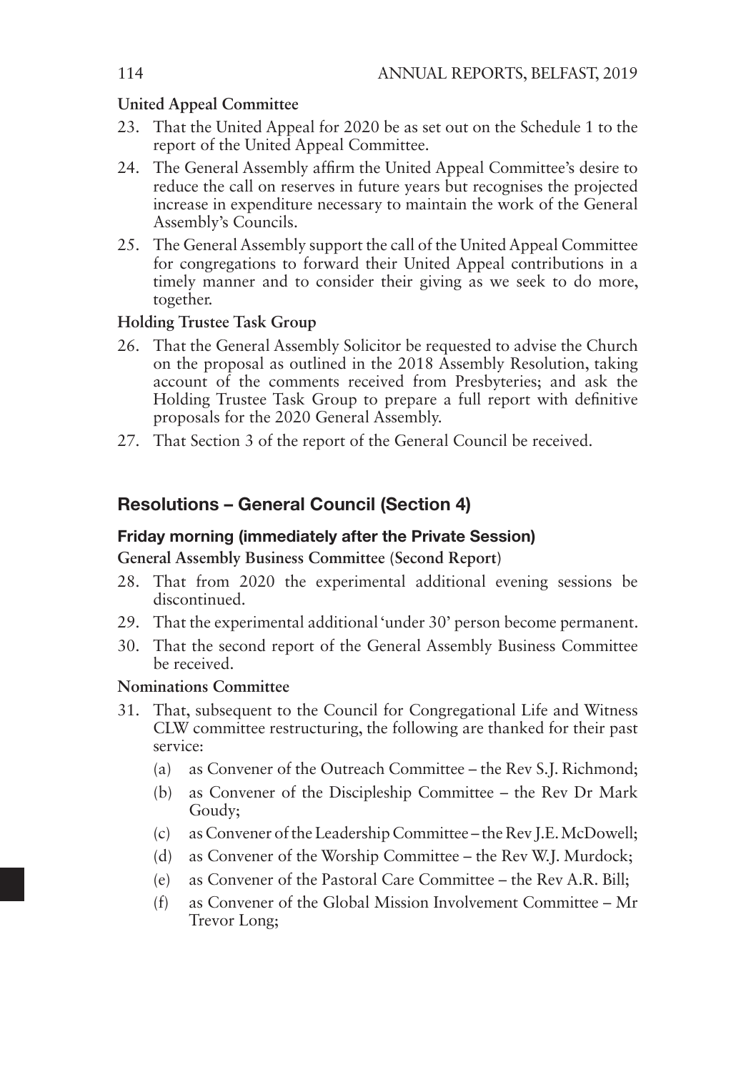**United Appeal Committee**

23. That the United Appeal for 2020 be as set out on the Schedule 1 to the report of the United Appeal Committee.
24. The General Assembly affirm the United Appeal Committee's desire to reduce the call on reserves in future years but recognises the projected increase in expenditure necessary to maintain the work of the General Assembly's Councils.
25. The General Assembly support the call of the United Appeal Committee for congregations to forward their United Appeal contributions in a timely manner and to consider their giving as we seek to do more, together.

**Holding Trustee Task Group**

26. That the General Assembly Solicitor be requested to advise the Church on the proposal as outlined in the 2018 Assembly Resolution, taking account of the comments received from Presbyteries; and ask the Holding Trustee Task Group to prepare a full report with definitive proposals for the 2020 General Assembly.
27. That Section 3 of the report of the General Council be received.

## Resolutions – General Council (Section 4)

### Friday morning (immediately after the Private Session)

**General Assembly Business Committee (Second Report)**

28. That from 2020 the experimental additional evening sessions be discontinued.
29. That the experimental additional 'under 30' person become permanent.
30. That the second report of the General Assembly Business Committee be received.

**Nominations Committee**

31. That, subsequent to the Council for Congregational Life and Witness CLW committee restructuring, the following are thanked for their past service:
    - (a) as Convener of the Outreach Committee – the Rev S.J. Richmond;
    - (b) as Convener of the Discipleship Committee – the Rev Dr Mark Goudy;
    - (c) as Convener of the Leadership Committee – the Rev J.E. McDowell;
    - (d) as Convener of the Worship Committee – the Rev W.J. Murdock;
    - (e) as Convener of the Pastoral Care Committee – the Rev A.R. Bill;
    - (f) as Convener of the Global Mission Involvement Committee – Mr Trevor Long;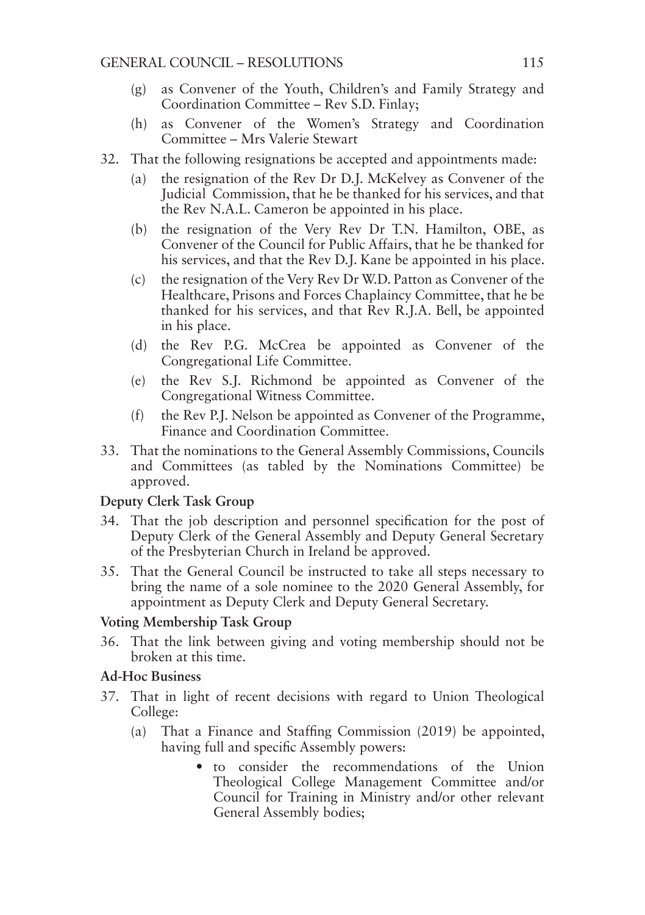(g) as Convener of the Youth, Children's and Family Strategy and Coordination Committee – Rev S.D. Finlay;

(h) as Convener of the Women's Strategy and Coordination Committee – Mrs Valerie Stewart

32. That the following resignations be accepted and appointments made:

    (a) the resignation of the Rev Dr D.J. McKelvey as Convener of the Judicial Commission, that he be thanked for his services, and that the Rev N.A.L. Cameron be appointed in his place.

    (b) the resignation of the Very Rev Dr T.N. Hamilton, OBE, as Convener of the Council for Public Affairs, that he be thanked for his services, and that the Rev D.J. Kane be appointed in his place.

    (c) the resignation of the Very Rev Dr W.D. Patton as Convener of the Healthcare, Prisons and Forces Chaplaincy Committee, that he be thanked for his services, and that Rev R.J.A. Bell, be appointed in his place.

    (d) the Rev P.G. McCrea be appointed as Convener of the Congregational Life Committee.

    (e) the Rev S.J. Richmond be appointed as Convener of the Congregational Witness Committee.

    (f) the Rev P.J. Nelson be appointed as Convener of the Programme, Finance and Coordination Committee.

33. That the nominations to the General Assembly Commissions, Councils and Committees (as tabled by the Nominations Committee) be approved.

**Deputy Clerk Task Group**

34. That the job description and personnel specification for the post of Deputy Clerk of the General Assembly and Deputy General Secretary of the Presbyterian Church in Ireland be approved.

35. That the General Council be instructed to take all steps necessary to bring the name of a sole nominee to the 2020 General Assembly, for appointment as Deputy Clerk and Deputy General Secretary.

**Voting Membership Task Group**

36. That the link between giving and voting membership should not be broken at this time.

**Ad-Hoc Business**

37. That in light of recent decisions with regard to Union Theological College:

    (a) That a Finance and Staffing Commission (2019) be appointed, having full and specific Assembly powers:

        - to consider the recommendations of the Union Theological College Management Committee and/or Council for Training in Ministry and/or other relevant General Assembly bodies;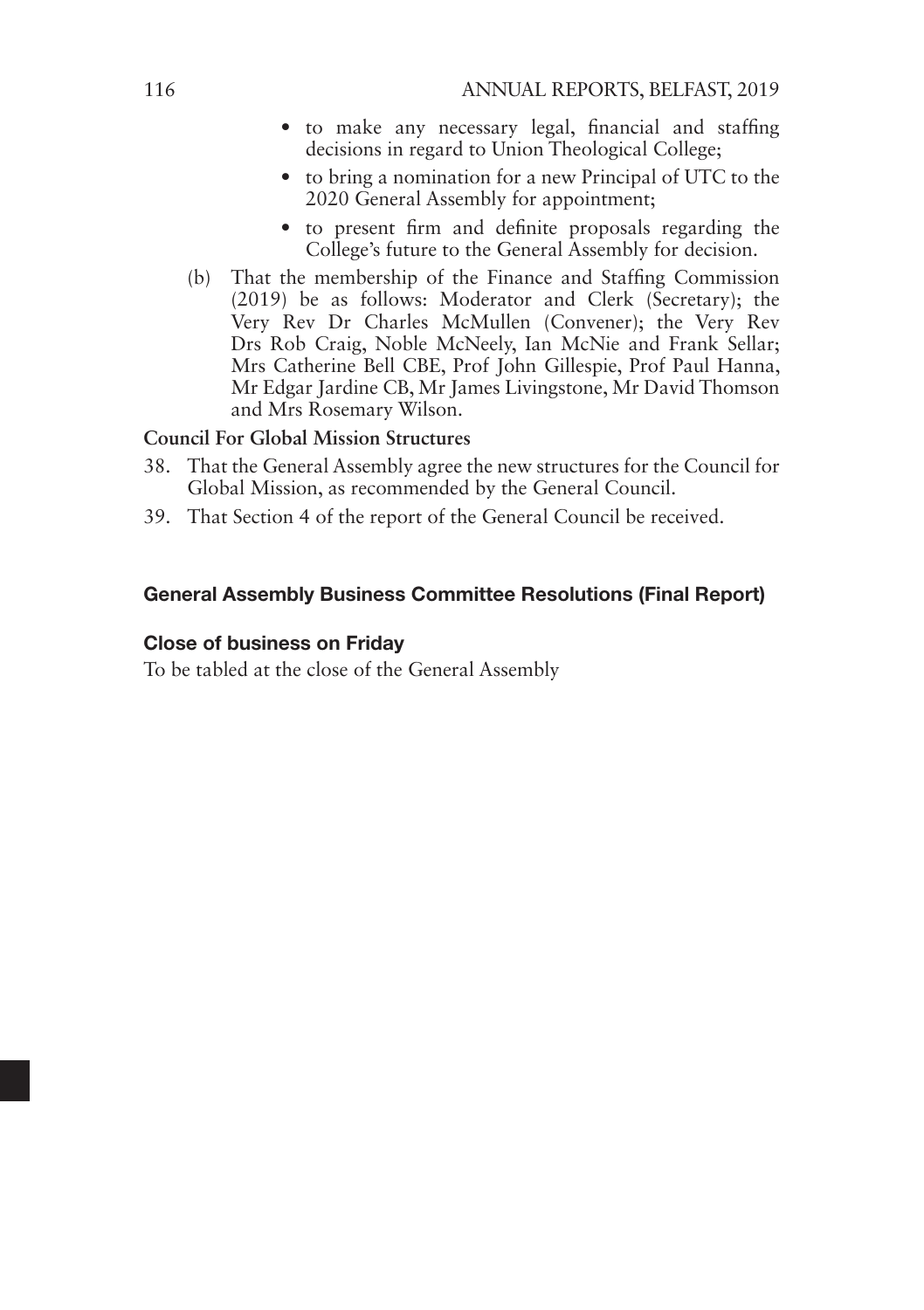- to make any necessary legal, financial and staffing decisions in regard to Union Theological College;
- to bring a nomination for a new Principal of UTC to the 2020 General Assembly for appointment;
- to present firm and definite proposals regarding the College's future to the General Assembly for decision.

(b) That the membership of the Finance and Staffing Commission (2019) be as follows: Moderator and Clerk (Secretary); the Very Rev Dr Charles McMullen (Convener); the Very Rev Drs Rob Craig, Noble McNeely, Ian McNie and Frank Sellar; Mrs Catherine Bell CBE, Prof John Gillespie, Prof Paul Hanna, Mr Edgar Jardine CB, Mr James Livingstone, Mr David Thomson and Mrs Rosemary Wilson.

**Council For Global Mission Structures**

38. That the General Assembly agree the new structures for the Council for Global Mission, as recommended by the General Council.
39. That Section 4 of the report of the General Council be received.

## General Assembly Business Committee Resolutions (Final Report)

### Close of business on Friday

To be tabled at the close of the General Assembly